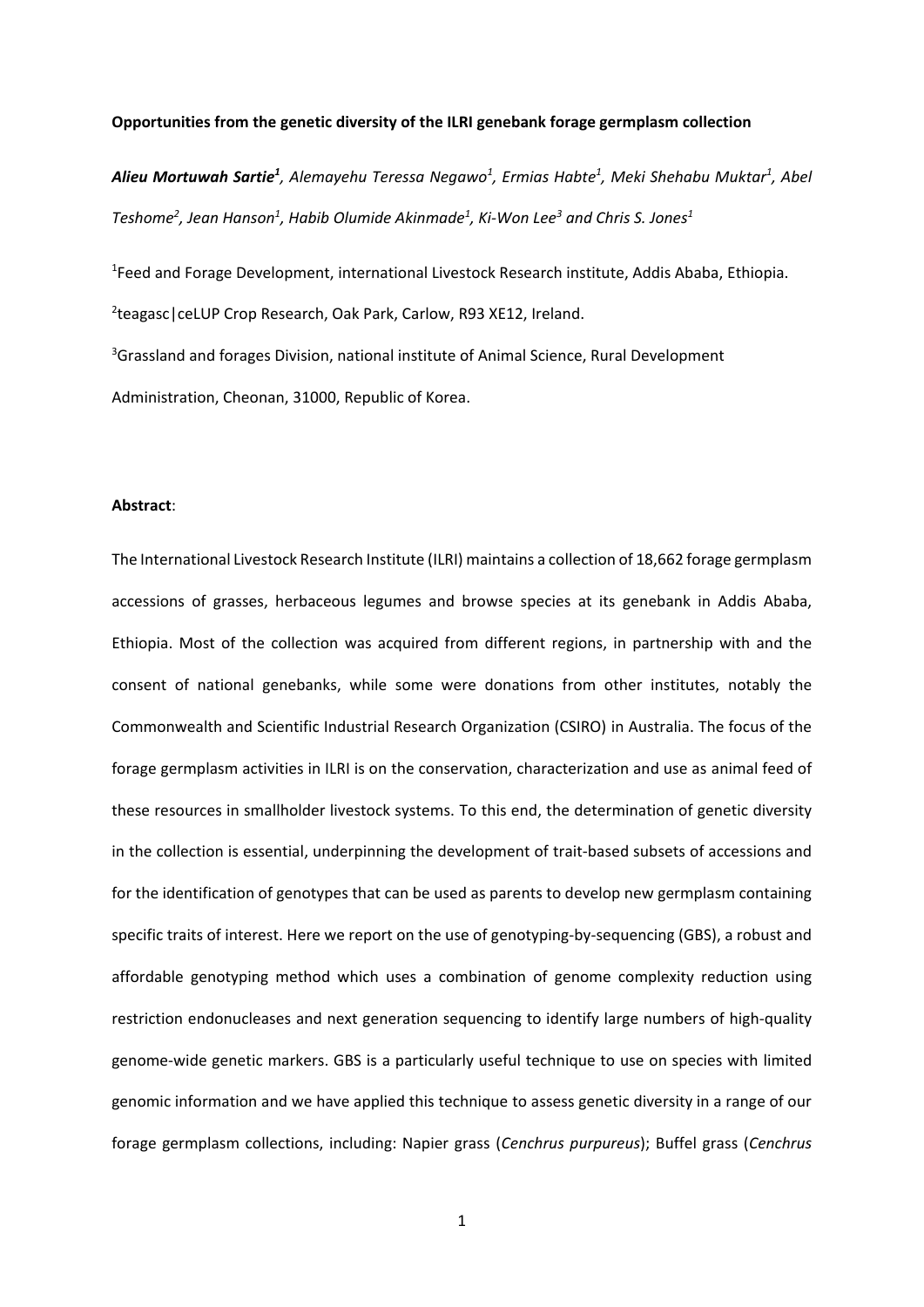**Opportunities from the genetic diversity of the ILRI genebank forage germplasm collection**

***Alieu Mortuwah Sartie*[1]**, *Alemayehu Teressa Negawo*[1], *Ermias Habte*[1], *Meki Shehabu Muktar*[1], *Abel Teshome*[2], *Jean Hanson*[1], *Habib Olumide Akinmade*[1], *Ki-Won Lee*[3] *and Chris S. Jones*[1]

[1]Feed and Forage Development, international Livestock Research institute, Addis Ababa, Ethiopia.

[2]teagasc|ceLUP Crop Research, Oak Park, Carlow, R93 XE12, Ireland.

[3]Grassland and forages Division, national institute of Animal Science, Rural Development Administration, Cheonan, 31000, Republic of Korea.

**Abstract**:

The International Livestock Research Institute (ILRI) maintains a collection of 18,662 forage germplasm accessions of grasses, herbaceous legumes and browse species at its genebank in Addis Ababa, Ethiopia. Most of the collection was acquired from different regions, in partnership with and the consent of national genebanks, while some were donations from other institutes, notably the Commonwealth and Scientific Industrial Research Organization (CSIRO) in Australia. The focus of the forage germplasm activities in ILRI is on the conservation, characterization and use as animal feed of these resources in smallholder livestock systems. To this end, the determination of genetic diversity in the collection is essential, underpinning the development of trait-based subsets of accessions and for the identification of genotypes that can be used as parents to develop new germplasm containing specific traits of interest. Here we report on the use of genotyping-by-sequencing (GBS), a robust and affordable genotyping method which uses a combination of genome complexity reduction using restriction endonucleases and next generation sequencing to identify large numbers of high-quality genome-wide genetic markers. GBS is a particularly useful technique to use on species with limited genomic information and we have applied this technique to assess genetic diversity in a range of our forage germplasm collections, including: Napier grass (*Cenchrus purpureus*); Buffel grass (*Cenchrus*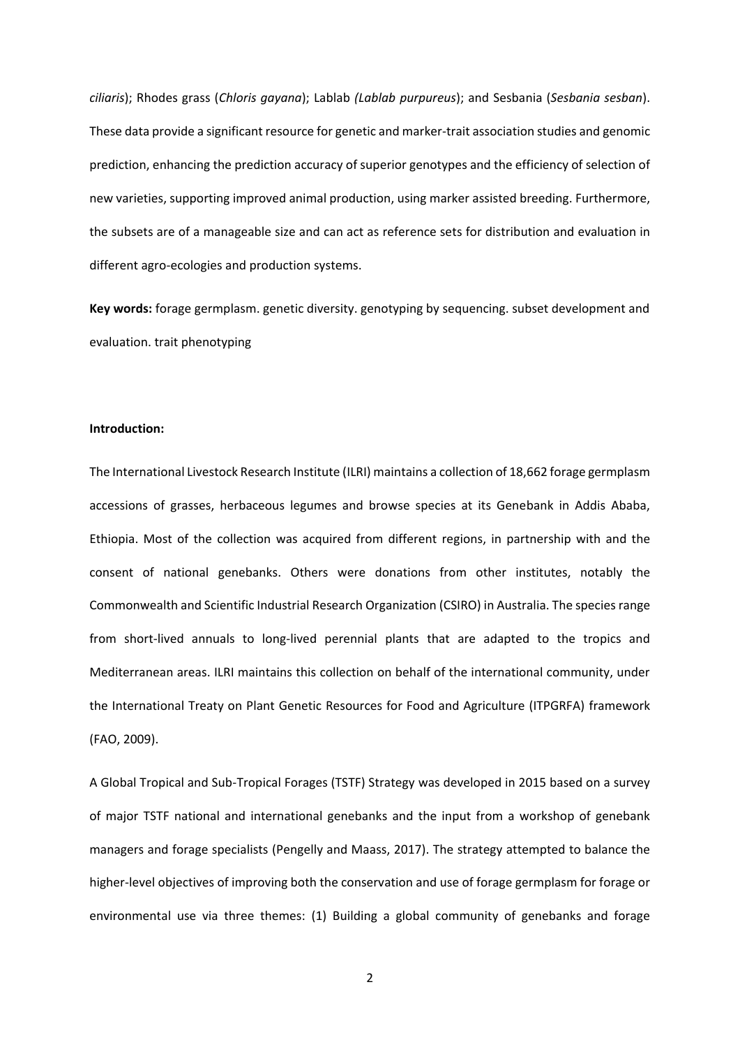*ciliaris*); Rhodes grass (*Chloris gayana*); Lablab *(Lablab purpureus*); and Sesbania (*Sesbania sesban*). These data provide a significant resource for genetic and marker-trait association studies and genomic prediction, enhancing the prediction accuracy of superior genotypes and the efficiency of selection of new varieties, supporting improved animal production, using marker assisted breeding. Furthermore, the subsets are of a manageable size and can act as reference sets for distribution and evaluation in different agro-ecologies and production systems.

**Key words:** forage germplasm. genetic diversity. genotyping by sequencing. subset development and evaluation. trait phenotyping

**Introduction:**

The International Livestock Research Institute (ILRI) maintains a collection of 18,662 forage germplasm accessions of grasses, herbaceous legumes and browse species at its Genebank in Addis Ababa, Ethiopia. Most of the collection was acquired from different regions, in partnership with and the consent of national genebanks. Others were donations from other institutes, notably the Commonwealth and Scientific Industrial Research Organization (CSIRO) in Australia. The species range from short-lived annuals to long-lived perennial plants that are adapted to the tropics and Mediterranean areas. ILRI maintains this collection on behalf of the international community, under the International Treaty on Plant Genetic Resources for Food and Agriculture (ITPGRFA) framework (FAO, 2009).

A Global Tropical and Sub-Tropical Forages (TSTF) Strategy was developed in 2015 based on a survey of major TSTF national and international genebanks and the input from a workshop of genebank managers and forage specialists (Pengelly and Maass, 2017). The strategy attempted to balance the higher-level objectives of improving both the conservation and use of forage germplasm for forage or environmental use via three themes: (1) Building a global community of genebanks and forage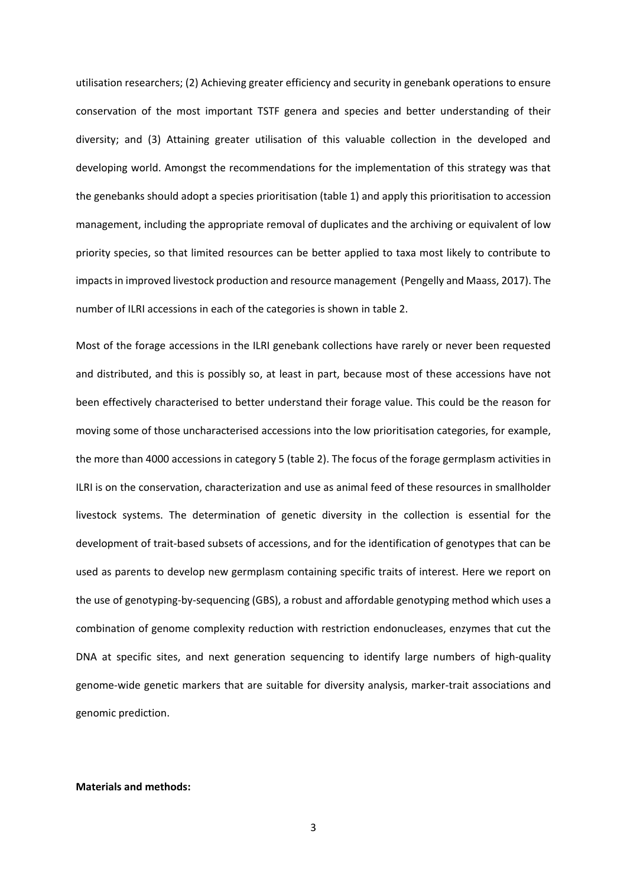utilisation researchers; (2) Achieving greater efficiency and security in genebank operations to ensure conservation of the most important TSTF genera and species and better understanding of their diversity; and (3) Attaining greater utilisation of this valuable collection in the developed and developing world. Amongst the recommendations for the implementation of this strategy was that the genebanks should adopt a species prioritisation (table 1) and apply this prioritisation to accession management, including the appropriate removal of duplicates and the archiving or equivalent of low priority species, so that limited resources can be better applied to taxa most likely to contribute to impacts in improved livestock production and resource management (Pengelly and Maass, 2017). The number of ILRI accessions in each of the categories is shown in table 2.

Most of the forage accessions in the ILRI genebank collections have rarely or never been requested and distributed, and this is possibly so, at least in part, because most of these accessions have not been effectively characterised to better understand their forage value. This could be the reason for moving some of those uncharacterised accessions into the low prioritisation categories, for example, the more than 4000 accessions in category 5 (table 2). The focus of the forage germplasm activities in ILRI is on the conservation, characterization and use as animal feed of these resources in smallholder livestock systems. The determination of genetic diversity in the collection is essential for the development of trait-based subsets of accessions, and for the identification of genotypes that can be used as parents to develop new germplasm containing specific traits of interest. Here we report on the use of genotyping-by-sequencing (GBS), a robust and affordable genotyping method which uses a combination of genome complexity reduction with restriction endonucleases, enzymes that cut the DNA at specific sites, and next generation sequencing to identify large numbers of high-quality genome-wide genetic markers that are suitable for diversity analysis, marker-trait associations and genomic prediction.

**Materials and methods:**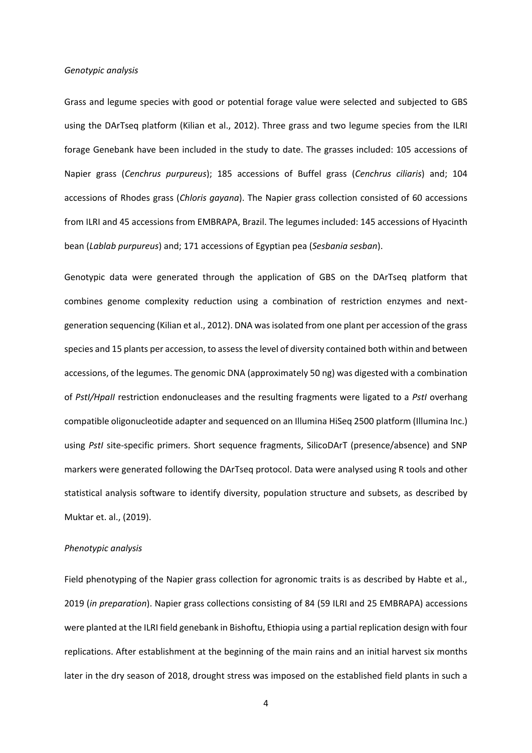*Genotypic analysis*

Grass and legume species with good or potential forage value were selected and subjected to GBS using the DArTseq platform (Kilian et al., 2012). Three grass and two legume species from the ILRI forage Genebank have been included in the study to date. The grasses included: 105 accessions of Napier grass (*Cenchrus purpureus*); 185 accessions of Buffel grass (*Cenchrus ciliaris*) and; 104 accessions of Rhodes grass (*Chloris gayana*). The Napier grass collection consisted of 60 accessions from ILRI and 45 accessions from EMBRAPA, Brazil. The legumes included: 145 accessions of Hyacinth bean (*Lablab purpureus*) and; 171 accessions of Egyptian pea (*Sesbania sesban*).

Genotypic data were generated through the application of GBS on the DArTseq platform that combines genome complexity reduction using a combination of restriction enzymes and next-generation sequencing (Kilian et al., 2012). DNA was isolated from one plant per accession of the grass species and 15 plants per accession, to assess the level of diversity contained both within and between accessions, of the legumes. The genomic DNA (approximately 50 ng) was digested with a combination of *PstI/HpaII* restriction endonucleases and the resulting fragments were ligated to a *PstI* overhang compatible oligonucleotide adapter and sequenced on an Illumina HiSeq 2500 platform (Illumina Inc.) using *PstI* site-specific primers. Short sequence fragments, SilicoDArT (presence/absence) and SNP markers were generated following the DArTseq protocol. Data were analysed using R tools and other statistical analysis software to identify diversity, population structure and subsets, as described by Muktar et. al., (2019).

*Phenotypic analysis*

Field phenotyping of the Napier grass collection for agronomic traits is as described by Habte et al., 2019 (*in preparation*). Napier grass collections consisting of 84 (59 ILRI and 25 EMBRAPA) accessions were planted at the ILRI field genebank in Bishoftu, Ethiopia using a partial replication design with four replications. After establishment at the beginning of the main rains and an initial harvest six months later in the dry season of 2018, drought stress was imposed on the established field plants in such a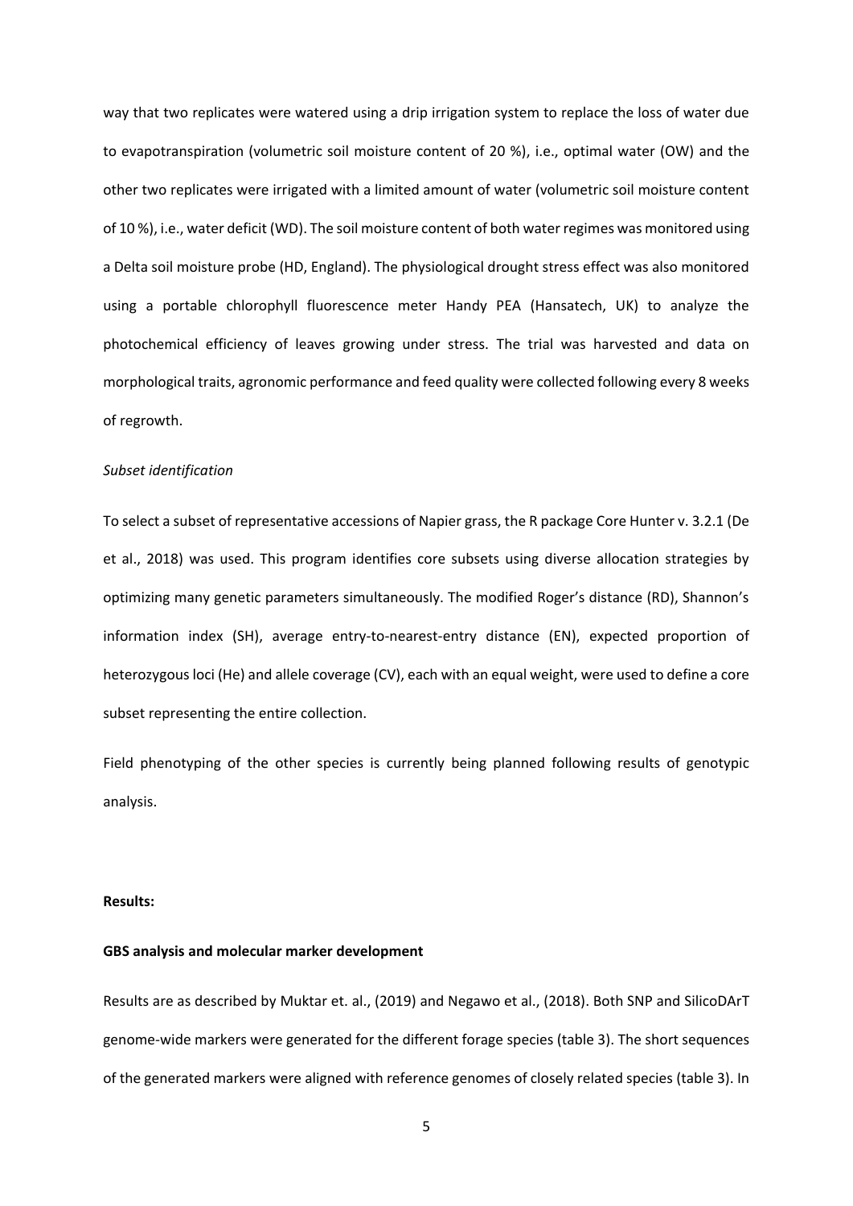way that two replicates were watered using a drip irrigation system to replace the loss of water due to evapotranspiration (volumetric soil moisture content of 20 %), i.e., optimal water (OW) and the other two replicates were irrigated with a limited amount of water (volumetric soil moisture content of 10 %), i.e., water deficit (WD). The soil moisture content of both water regimes was monitored using a Delta soil moisture probe (HD, England). The physiological drought stress effect was also monitored using a portable chlorophyll fluorescence meter Handy PEA (Hansatech, UK) to analyze the photochemical efficiency of leaves growing under stress. The trial was harvested and data on morphological traits, agronomic performance and feed quality were collected following every 8 weeks of regrowth.

*Subset identification*

To select a subset of representative accessions of Napier grass, the R package Core Hunter v. 3.2.1 (De et al., 2018) was used. This program identifies core subsets using diverse allocation strategies by optimizing many genetic parameters simultaneously. The modified Roger's distance (RD), Shannon's information index (SH), average entry-to-nearest-entry distance (EN), expected proportion of heterozygous loci (He) and allele coverage (CV), each with an equal weight, were used to define a core subset representing the entire collection.

Field phenotyping of the other species is currently being planned following results of genotypic analysis.

**Results:**

**GBS analysis and molecular marker development**

Results are as described by Muktar et. al., (2019) and Negawo et al., (2018). Both SNP and SilicoDArT genome-wide markers were generated for the different forage species (table 3). The short sequences of the generated markers were aligned with reference genomes of closely related species (table 3). In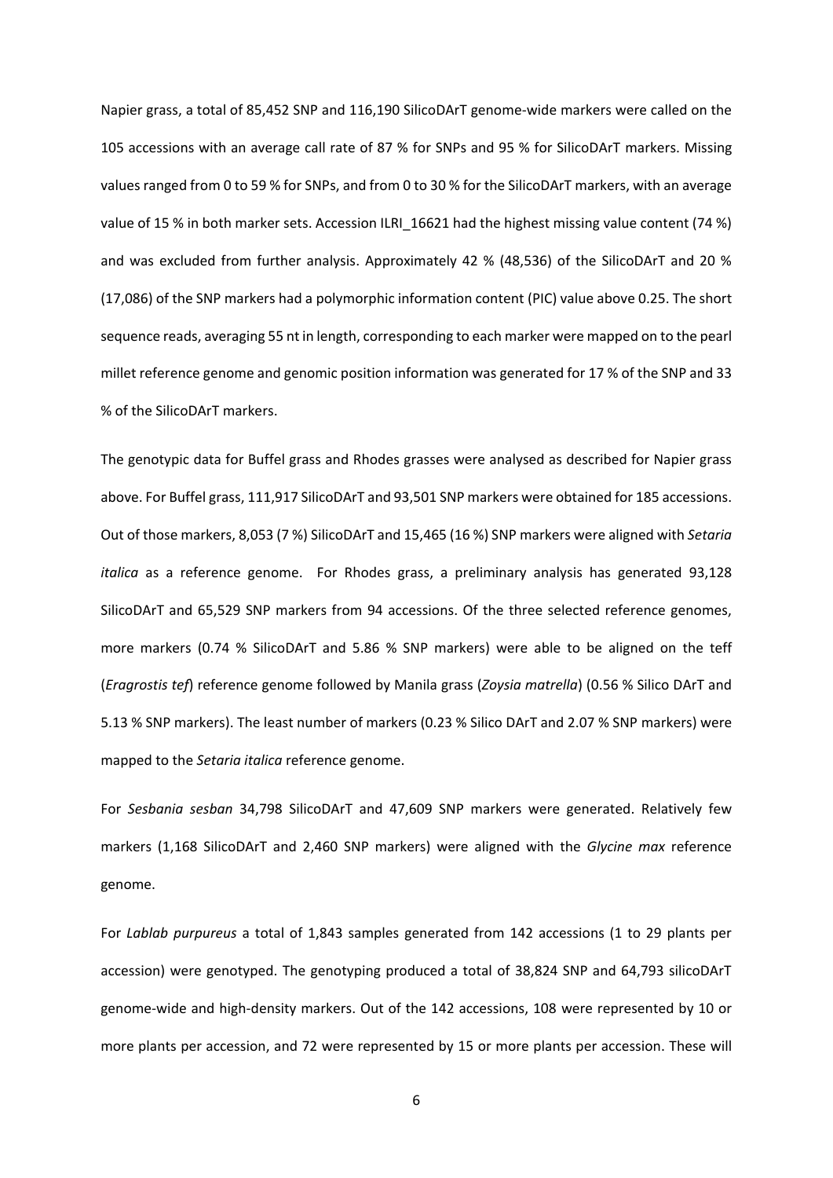Napier grass, a total of 85,452 SNP and 116,190 SilicoDArT genome-wide markers were called on the 105 accessions with an average call rate of 87 % for SNPs and 95 % for SilicoDArT markers. Missing values ranged from 0 to 59 % for SNPs, and from 0 to 30 % for the SilicoDArT markers, with an average value of 15 % in both marker sets. Accession ILRI_16621 had the highest missing value content (74 %) and was excluded from further analysis. Approximately 42 % (48,536) of the SilicoDArT and 20 % (17,086) of the SNP markers had a polymorphic information content (PIC) value above 0.25. The short sequence reads, averaging 55 nt in length, corresponding to each marker were mapped on to the pearl millet reference genome and genomic position information was generated for 17 % of the SNP and 33 % of the SilicoDArT markers.

The genotypic data for Buffel grass and Rhodes grasses were analysed as described for Napier grass above. For Buffel grass, 111,917 SilicoDArT and 93,501 SNP markers were obtained for 185 accessions. Out of those markers, 8,053 (7 %) SilicoDArT and 15,465 (16 %) SNP markers were aligned with *Setaria italica* as a reference genome. For Rhodes grass, a preliminary analysis has generated 93,128 SilicoDArT and 65,529 SNP markers from 94 accessions. Of the three selected reference genomes, more markers (0.74 % SilicoDArT and 5.86 % SNP markers) were able to be aligned on the teff (*Eragrostis tef*) reference genome followed by Manila grass (*Zoysia matrella*) (0.56 % Silico DArT and 5.13 % SNP markers). The least number of markers (0.23 % Silico DArT and 2.07 % SNP markers) were mapped to the *Setaria italica* reference genome.

For *Sesbania sesban* 34,798 SilicoDArT and 47,609 SNP markers were generated. Relatively few markers (1,168 SilicoDArT and 2,460 SNP markers) were aligned with the *Glycine max* reference genome.

For *Lablab purpureus* a total of 1,843 samples generated from 142 accessions (1 to 29 plants per accession) were genotyped. The genotyping produced a total of 38,824 SNP and 64,793 silicoDArT genome-wide and high-density markers. Out of the 142 accessions, 108 were represented by 10 or more plants per accession, and 72 were represented by 15 or more plants per accession. These will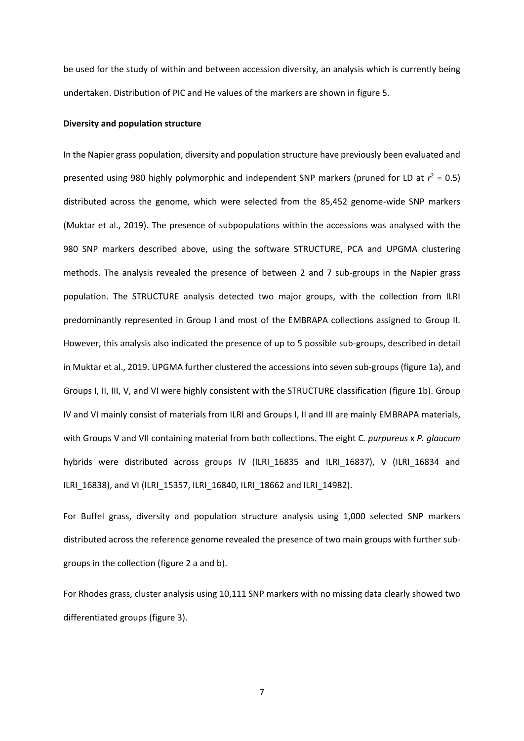be used for the study of within and between accession diversity, an analysis which is currently being undertaken. Distribution of PIC and He values of the markers are shown in figure 5.

**Diversity and population structure**

In the Napier grass population, diversity and population structure have previously been evaluated and presented using 980 highly polymorphic and independent SNP markers (pruned for LD at $r^2 = 0.5$) distributed across the genome, which were selected from the 85,452 genome-wide SNP markers (Muktar et al., 2019). The presence of subpopulations within the accessions was analysed with the 980 SNP markers described above, using the software STRUCTURE, PCA and UPGMA clustering methods. The analysis revealed the presence of between 2 and 7 sub-groups in the Napier grass population. The STRUCTURE analysis detected two major groups, with the collection from ILRI predominantly represented in Group I and most of the EMBRAPA collections assigned to Group II. However, this analysis also indicated the presence of up to 5 possible sub-groups, described in detail in Muktar et al., 2019. UPGMA further clustered the accessions into seven sub-groups (figure 1a), and Groups I, II, III, V, and VI were highly consistent with the STRUCTURE classification (figure 1b). Group IV and VI mainly consist of materials from ILRI and Groups I, II and III are mainly EMBRAPA materials, with Groups V and VII containing material from both collections. The eight *C. purpureus* x *P. glaucum* hybrids were distributed across groups IV (ILRI_16835 and ILRI_16837), V (ILRI_16834 and ILRI_16838), and VI (ILRI_15357, ILRI_16840, ILRI_18662 and ILRI_14982).

For Buffel grass, diversity and population structure analysis using 1,000 selected SNP markers distributed across the reference genome revealed the presence of two main groups with further sub-groups in the collection (figure 2 a and b).

For Rhodes grass, cluster analysis using 10,111 SNP markers with no missing data clearly showed two differentiated groups (figure 3).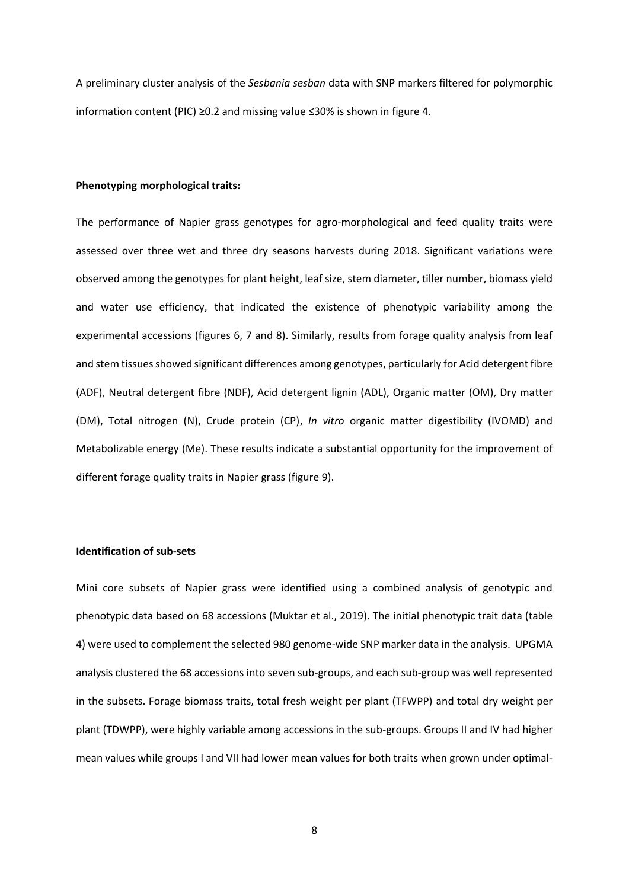A preliminary cluster analysis of the *Sesbania sesban* data with SNP markers filtered for polymorphic information content (PIC) ≥0.2 and missing value ≤30% is shown in figure 4.

**Phenotyping morphological traits:**

The performance of Napier grass genotypes for agro-morphological and feed quality traits were assessed over three wet and three dry seasons harvests during 2018. Significant variations were observed among the genotypes for plant height, leaf size, stem diameter, tiller number, biomass yield and water use efficiency, that indicated the existence of phenotypic variability among the experimental accessions (figures 6, 7 and 8). Similarly, results from forage quality analysis from leaf and stem tissues showed significant differences among genotypes, particularly for Acid detergent fibre (ADF), Neutral detergent fibre (NDF), Acid detergent lignin (ADL), Organic matter (OM), Dry matter (DM), Total nitrogen (N), Crude protein (CP), *In vitro* organic matter digestibility (IVOMD) and Metabolizable energy (Me). These results indicate a substantial opportunity for the improvement of different forage quality traits in Napier grass (figure 9).

**Identification of sub-sets**

Mini core subsets of Napier grass were identified using a combined analysis of genotypic and phenotypic data based on 68 accessions (Muktar et al., 2019). The initial phenotypic trait data (table 4) were used to complement the selected 980 genome-wide SNP marker data in the analysis. UPGMA analysis clustered the 68 accessions into seven sub-groups, and each sub-group was well represented in the subsets. Forage biomass traits, total fresh weight per plant (TFWPP) and total dry weight per plant (TDWPP), were highly variable among accessions in the sub-groups. Groups II and IV had higher mean values while groups I and VII had lower mean values for both traits when grown under optimal-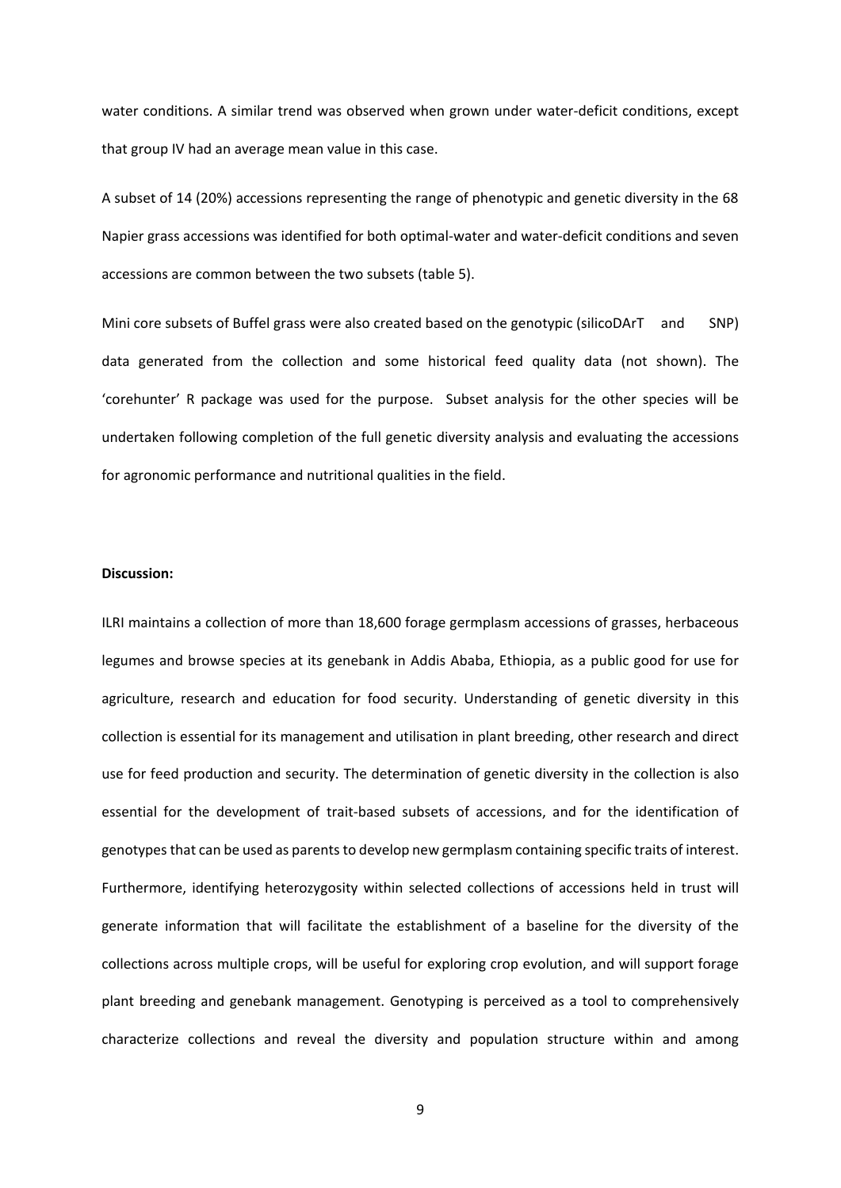water conditions. A similar trend was observed when grown under water-deficit conditions, except that group IV had an average mean value in this case.

A subset of 14 (20%) accessions representing the range of phenotypic and genetic diversity in the 68 Napier grass accessions was identified for both optimal-water and water-deficit conditions and seven accessions are common between the two subsets (table 5).

Mini core subsets of Buffel grass were also created based on the genotypic (silicoDArT and SNP) data generated from the collection and some historical feed quality data (not shown). The 'corehunter' R package was used for the purpose. Subset analysis for the other species will be undertaken following completion of the full genetic diversity analysis and evaluating the accessions for agronomic performance and nutritional qualities in the field.

**Discussion:**

ILRI maintains a collection of more than 18,600 forage germplasm accessions of grasses, herbaceous legumes and browse species at its genebank in Addis Ababa, Ethiopia, as a public good for use for agriculture, research and education for food security. Understanding of genetic diversity in this collection is essential for its management and utilisation in plant breeding, other research and direct use for feed production and security. The determination of genetic diversity in the collection is also essential for the development of trait-based subsets of accessions, and for the identification of genotypes that can be used as parents to develop new germplasm containing specific traits of interest. Furthermore, identifying heterozygosity within selected collections of accessions held in trust will generate information that will facilitate the establishment of a baseline for the diversity of the collections across multiple crops, will be useful for exploring crop evolution, and will support forage plant breeding and genebank management. Genotyping is perceived as a tool to comprehensively characterize collections and reveal the diversity and population structure within and among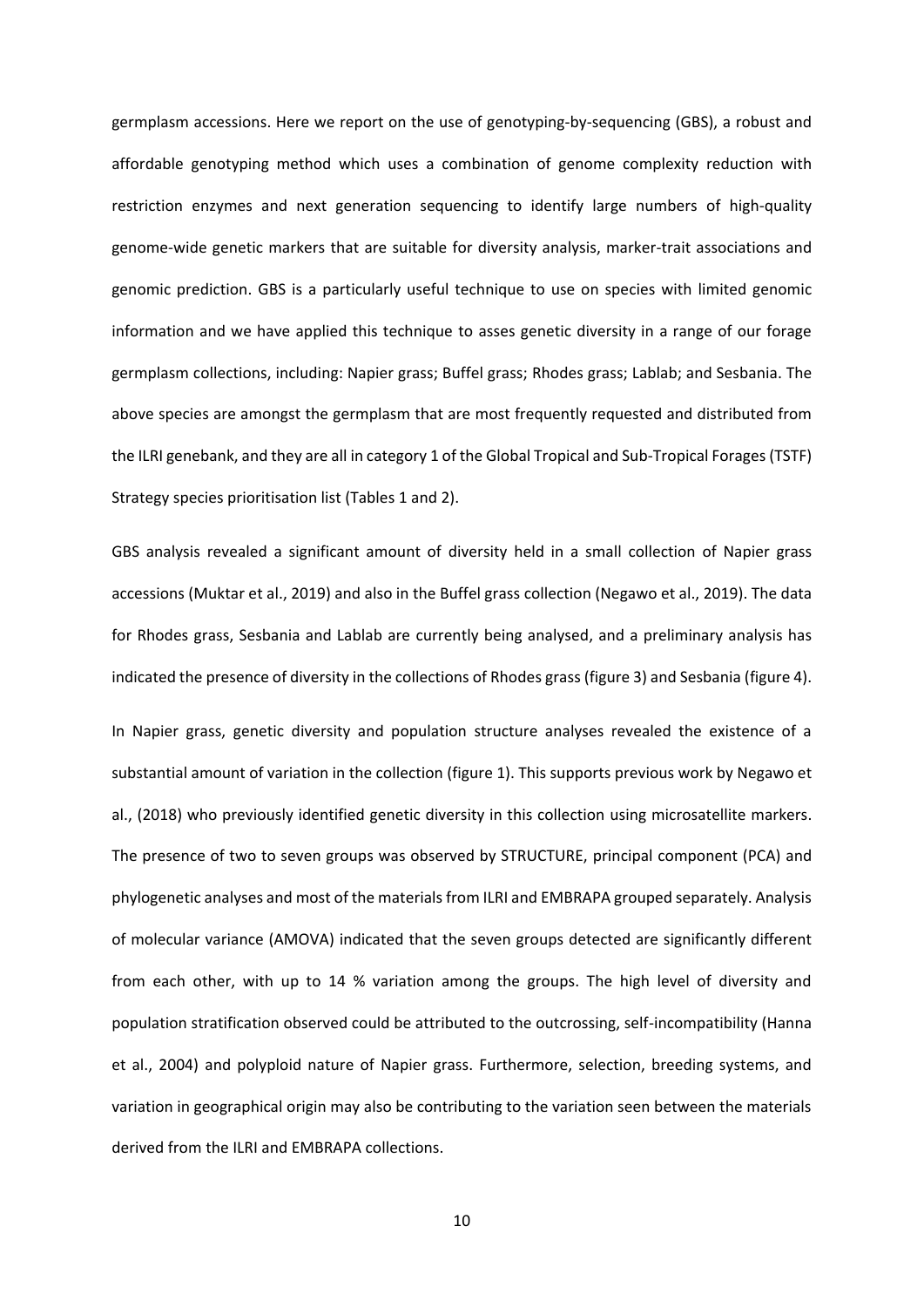germplasm accessions. Here we report on the use of genotyping-by-sequencing (GBS), a robust and affordable genotyping method which uses a combination of genome complexity reduction with restriction enzymes and next generation sequencing to identify large numbers of high-quality genome-wide genetic markers that are suitable for diversity analysis, marker-trait associations and genomic prediction. GBS is a particularly useful technique to use on species with limited genomic information and we have applied this technique to asses genetic diversity in a range of our forage germplasm collections, including: Napier grass; Buffel grass; Rhodes grass; Lablab; and Sesbania. The above species are amongst the germplasm that are most frequently requested and distributed from the ILRI genebank, and they are all in category 1 of the Global Tropical and Sub-Tropical Forages (TSTF) Strategy species prioritisation list (Tables 1 and 2).

GBS analysis revealed a significant amount of diversity held in a small collection of Napier grass accessions (Muktar et al., 2019) and also in the Buffel grass collection (Negawo et al., 2019). The data for Rhodes grass, Sesbania and Lablab are currently being analysed, and a preliminary analysis has indicated the presence of diversity in the collections of Rhodes grass (figure 3) and Sesbania (figure 4).

In Napier grass, genetic diversity and population structure analyses revealed the existence of a substantial amount of variation in the collection (figure 1). This supports previous work by Negawo et al., (2018) who previously identified genetic diversity in this collection using microsatellite markers. The presence of two to seven groups was observed by STRUCTURE, principal component (PCA) and phylogenetic analyses and most of the materials from ILRI and EMBRAPA grouped separately. Analysis of molecular variance (AMOVA) indicated that the seven groups detected are significantly different from each other, with up to 14 % variation among the groups. The high level of diversity and population stratification observed could be attributed to the outcrossing, self-incompatibility (Hanna et al., 2004) and polyploid nature of Napier grass. Furthermore, selection, breeding systems, and variation in geographical origin may also be contributing to the variation seen between the materials derived from the ILRI and EMBRAPA collections.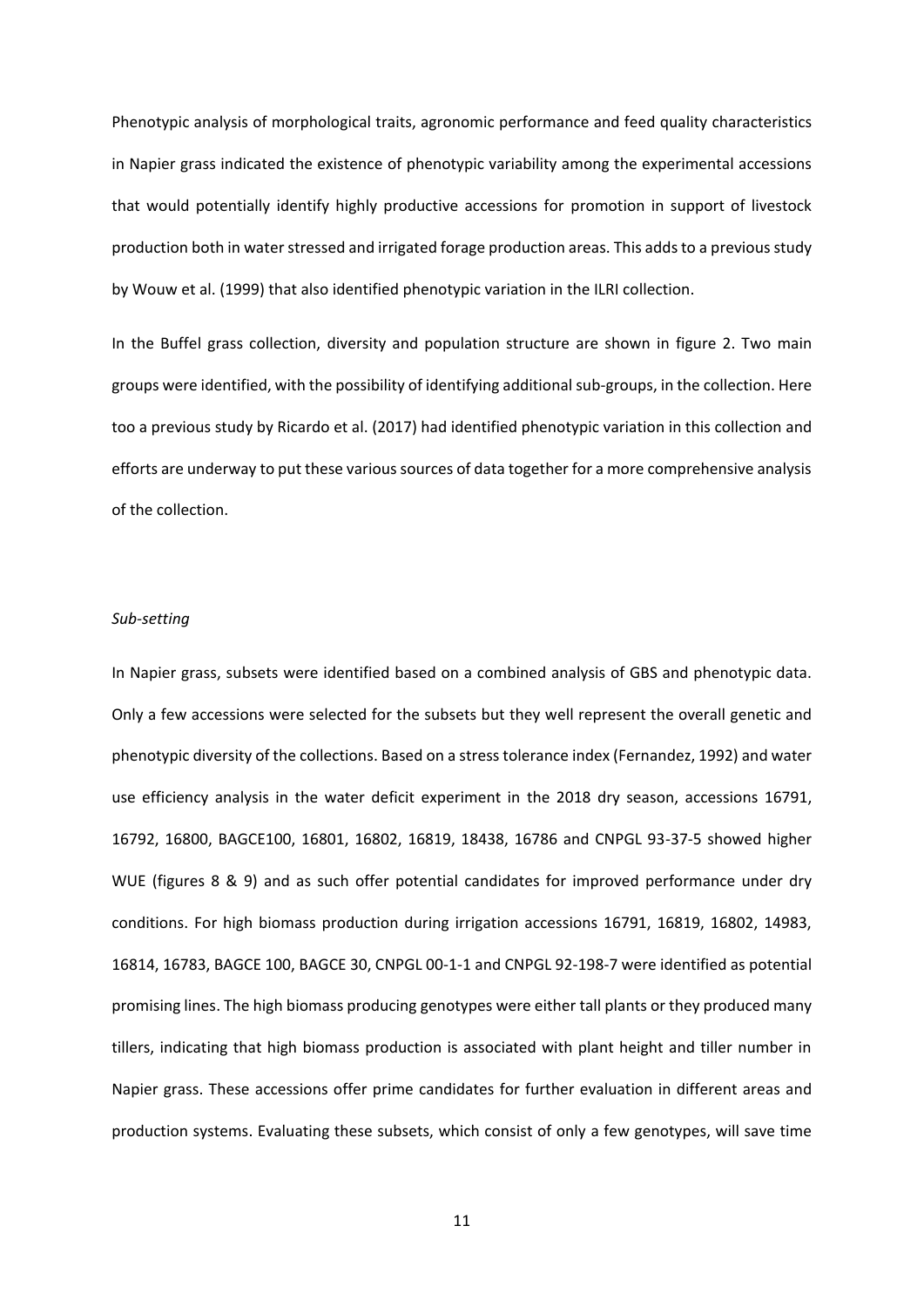Phenotypic analysis of morphological traits, agronomic performance and feed quality characteristics in Napier grass indicated the existence of phenotypic variability among the experimental accessions that would potentially identify highly productive accessions for promotion in support of livestock production both in water stressed and irrigated forage production areas. This adds to a previous study by Wouw et al. (1999) that also identified phenotypic variation in the ILRI collection.

In the Buffel grass collection, diversity and population structure are shown in figure 2. Two main groups were identified, with the possibility of identifying additional sub-groups, in the collection. Here too a previous study by Ricardo et al. (2017) had identified phenotypic variation in this collection and efforts are underway to put these various sources of data together for a more comprehensive analysis of the collection.

*Sub-setting*

In Napier grass, subsets were identified based on a combined analysis of GBS and phenotypic data. Only a few accessions were selected for the subsets but they well represent the overall genetic and phenotypic diversity of the collections. Based on a stress tolerance index (Fernandez, 1992) and water use efficiency analysis in the water deficit experiment in the 2018 dry season, accessions 16791, 16792, 16800, BAGCE100, 16801, 16802, 16819, 18438, 16786 and CNPGL 93-37-5 showed higher WUE (figures 8 & 9) and as such offer potential candidates for improved performance under dry conditions. For high biomass production during irrigation accessions 16791, 16819, 16802, 14983, 16814, 16783, BAGCE 100, BAGCE 30, CNPGL 00-1-1 and CNPGL 92-198-7 were identified as potential promising lines. The high biomass producing genotypes were either tall plants or they produced many tillers, indicating that high biomass production is associated with plant height and tiller number in Napier grass. These accessions offer prime candidates for further evaluation in different areas and production systems. Evaluating these subsets, which consist of only a few genotypes, will save time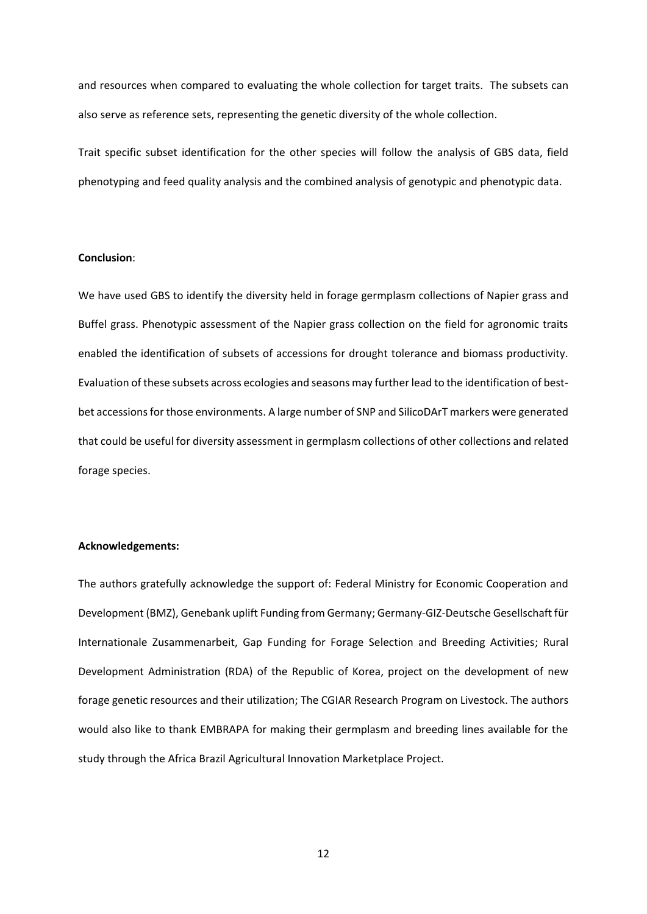and resources when compared to evaluating the whole collection for target traits. The subsets can also serve as reference sets, representing the genetic diversity of the whole collection.

Trait specific subset identification for the other species will follow the analysis of GBS data, field phenotyping and feed quality analysis and the combined analysis of genotypic and phenotypic data.

**Conclusion**:

We have used GBS to identify the diversity held in forage germplasm collections of Napier grass and Buffel grass. Phenotypic assessment of the Napier grass collection on the field for agronomic traits enabled the identification of subsets of accessions for drought tolerance and biomass productivity. Evaluation of these subsets across ecologies and seasons may further lead to the identification of best-bet accessions for those environments. A large number of SNP and SilicoDArT markers were generated that could be useful for diversity assessment in germplasm collections of other collections and related forage species.

**Acknowledgements:**

The authors gratefully acknowledge the support of: Federal Ministry for Economic Cooperation and Development (BMZ), Genebank uplift Funding from Germany; Germany-GIZ-Deutsche Gesellschaft für Internationale Zusammenarbeit, Gap Funding for Forage Selection and Breeding Activities; Rural Development Administration (RDA) of the Republic of Korea, project on the development of new forage genetic resources and their utilization; The CGIAR Research Program on Livestock. The authors would also like to thank EMBRAPA for making their germplasm and breeding lines available for the study through the Africa Brazil Agricultural Innovation Marketplace Project.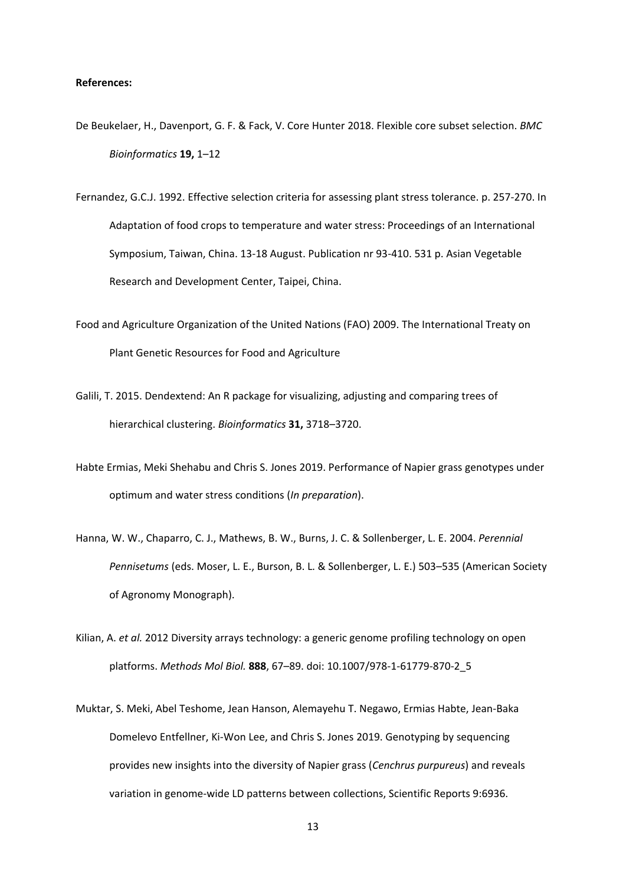**References:**

De Beukelaer, H., Davenport, G. F. & Fack, V. Core Hunter 2018. Flexible core subset selection. *BMC Bioinformatics* **19,** 1–12

Fernandez, G.C.J. 1992. Effective selection criteria for assessing plant stress tolerance. p. 257-270. In Adaptation of food crops to temperature and water stress: Proceedings of an International Symposium, Taiwan, China. 13-18 August. Publication nr 93-410. 531 p. Asian Vegetable Research and Development Center, Taipei, China.

Food and Agriculture Organization of the United Nations (FAO) 2009. The International Treaty on Plant Genetic Resources for Food and Agriculture

Galili, T. 2015. Dendextend: An R package for visualizing, adjusting and comparing trees of hierarchical clustering. *Bioinformatics* **31,** 3718–3720.

Habte Ermias, Meki Shehabu and Chris S. Jones 2019. Performance of Napier grass genotypes under optimum and water stress conditions (*In preparation*).

Hanna, W. W., Chaparro, C. J., Mathews, B. W., Burns, J. C. & Sollenberger, L. E. 2004. *Perennial Pennisetums* (eds. Moser, L. E., Burson, B. L. & Sollenberger, L. E.) 503–535 (American Society of Agronomy Monograph).

Kilian, A. *et al.* 2012 Diversity arrays technology: a generic genome profiling technology on open platforms. *Methods Mol Biol.* **888**, 67–89. doi: 10.1007/978-1-61779-870-2_5

Muktar, S. Meki, Abel Teshome, Jean Hanson, Alemayehu T. Negawo, Ermias Habte, Jean-Baka Domelevo Entfellner, Ki-Won Lee, and Chris S. Jones 2019. Genotyping by sequencing provides new insights into the diversity of Napier grass (*Cenchrus purpureus*) and reveals variation in genome-wide LD patterns between collections, Scientific Reports 9:6936.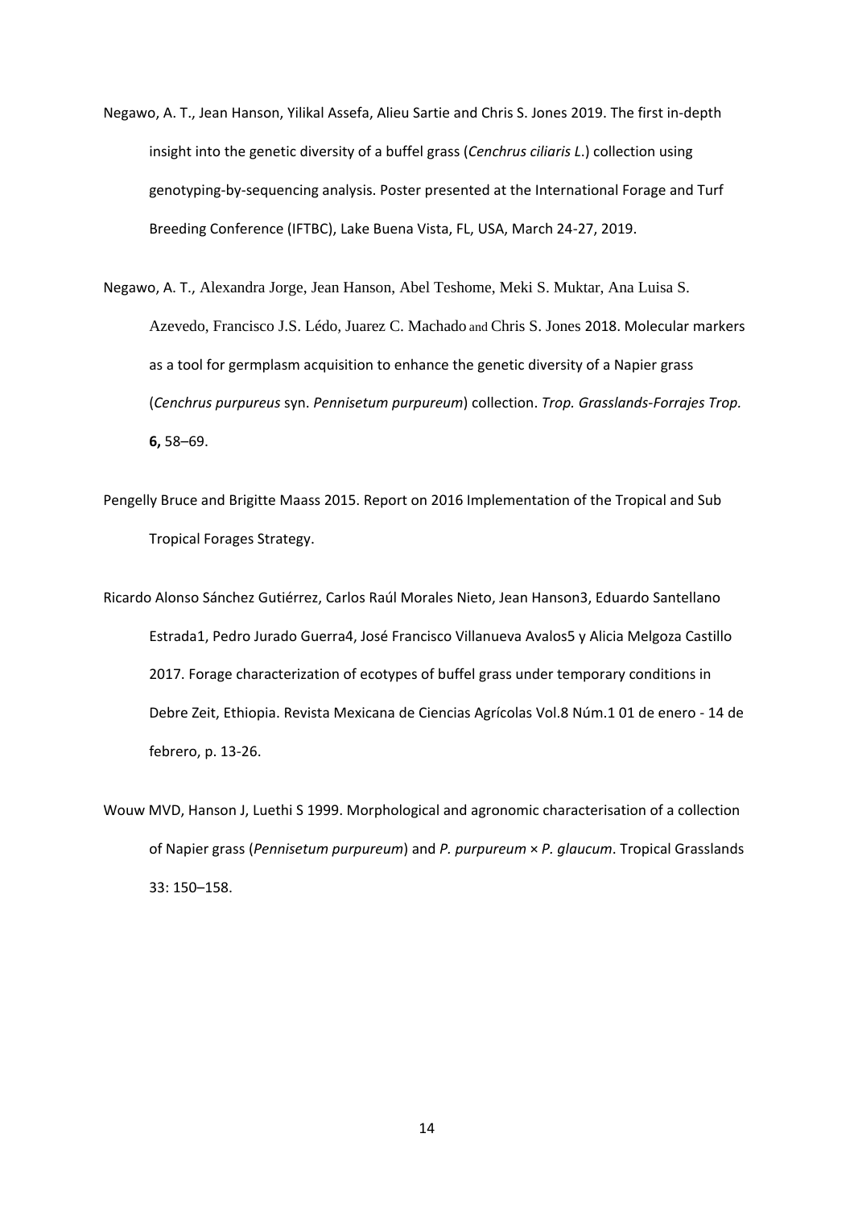Negawo, A. T., Jean Hanson, Yilikal Assefa, Alieu Sartie and Chris S. Jones 2019. The first in-depth insight into the genetic diversity of a buffel grass (*Cenchrus ciliaris L*.) collection using genotyping-by-sequencing analysis. Poster presented at the International Forage and Turf Breeding Conference (IFTBC), Lake Buena Vista, FL, USA, March 24-27, 2019.

Negawo, A. T., Alexandra Jorge, Jean Hanson, Abel Teshome, Meki S. Muktar, Ana Luisa S. Azevedo, Francisco J.S. Lédo, Juarez C. Machado and Chris S. Jones 2018. Molecular markers as a tool for germplasm acquisition to enhance the genetic diversity of a Napier grass (*Cenchrus purpureus* syn. *Pennisetum purpureum*) collection. *Trop. Grasslands-Forrajes Trop.* **6,** 58–69.

Pengelly Bruce and Brigitte Maass 2015. Report on 2016 Implementation of the Tropical and Sub Tropical Forages Strategy.

Ricardo Alonso Sánchez Gutiérrez, Carlos Raúl Morales Nieto, Jean Hanson3, Eduardo Santellano Estrada1, Pedro Jurado Guerra4, José Francisco Villanueva Avalos5 y Alicia Melgoza Castillo 2017. Forage characterization of ecotypes of buffel grass under temporary conditions in Debre Zeit, Ethiopia. Revista Mexicana de Ciencias Agrícolas Vol.8 Núm.1 01 de enero - 14 de febrero, p. 13-26.

Wouw MVD, Hanson J, Luethi S 1999. Morphological and agronomic characterisation of a collection of Napier grass (*Pennisetum purpureum*) and *P. purpureum* × *P. glaucum*. Tropical Grasslands 33: 150–158.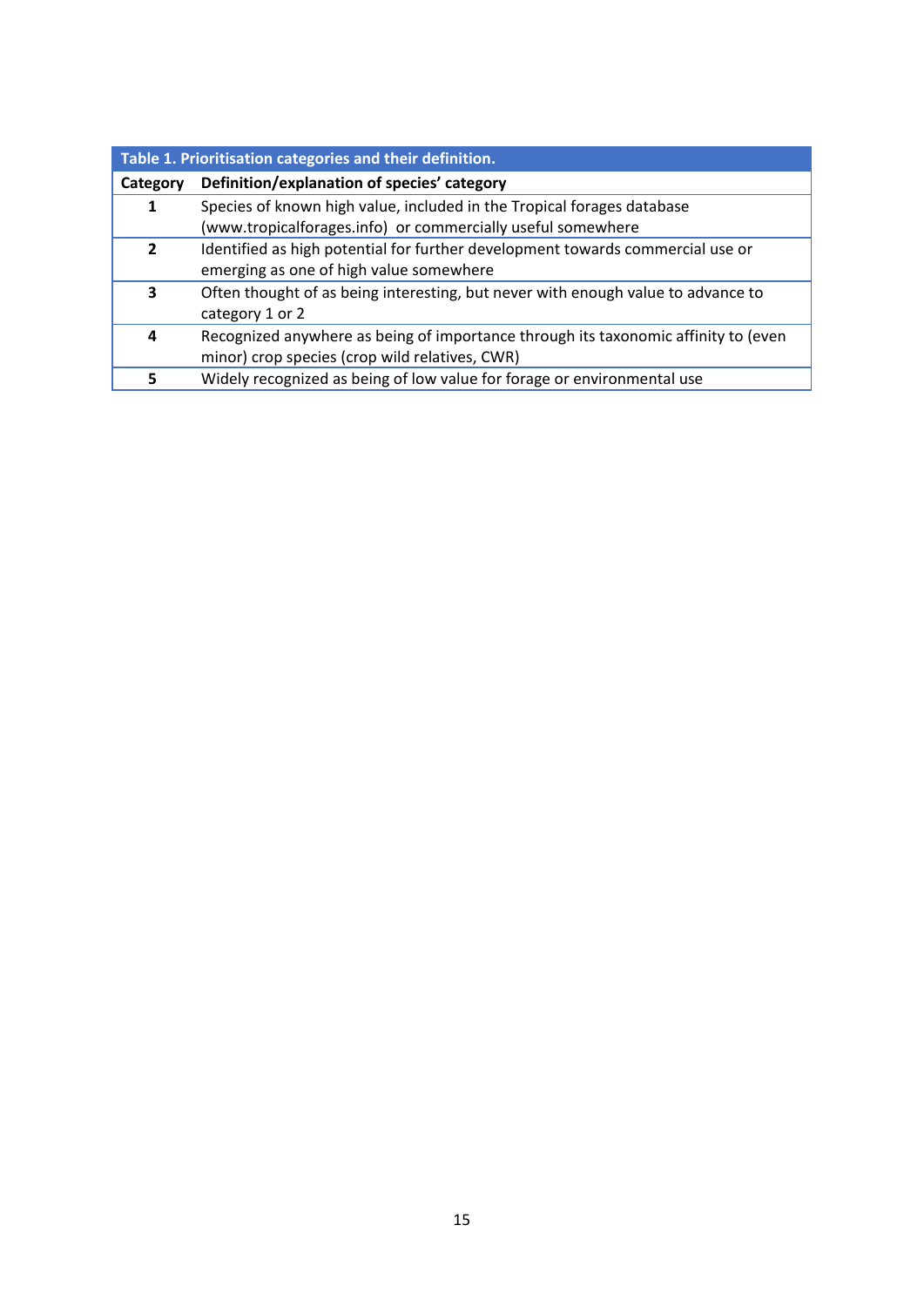**Table 1. Prioritisation categories and their definition.**

| Category | Definition/explanation of species' category |
|---|---|
| 1 | Species of known high value, included in the Tropical forages database (www.tropicalforages.info) or commercially useful somewhere |
| 2 | Identified as high potential for further development towards commercial use or emerging as one of high value somewhere |
| 3 | Often thought of as being interesting, but never with enough value to advance to category 1 or 2 |
| 4 | Recognized anywhere as being of importance through its taxonomic affinity to (even minor) crop species (crop wild relatives, CWR) |
| 5 | Widely recognized as being of low value for forage or environmental use |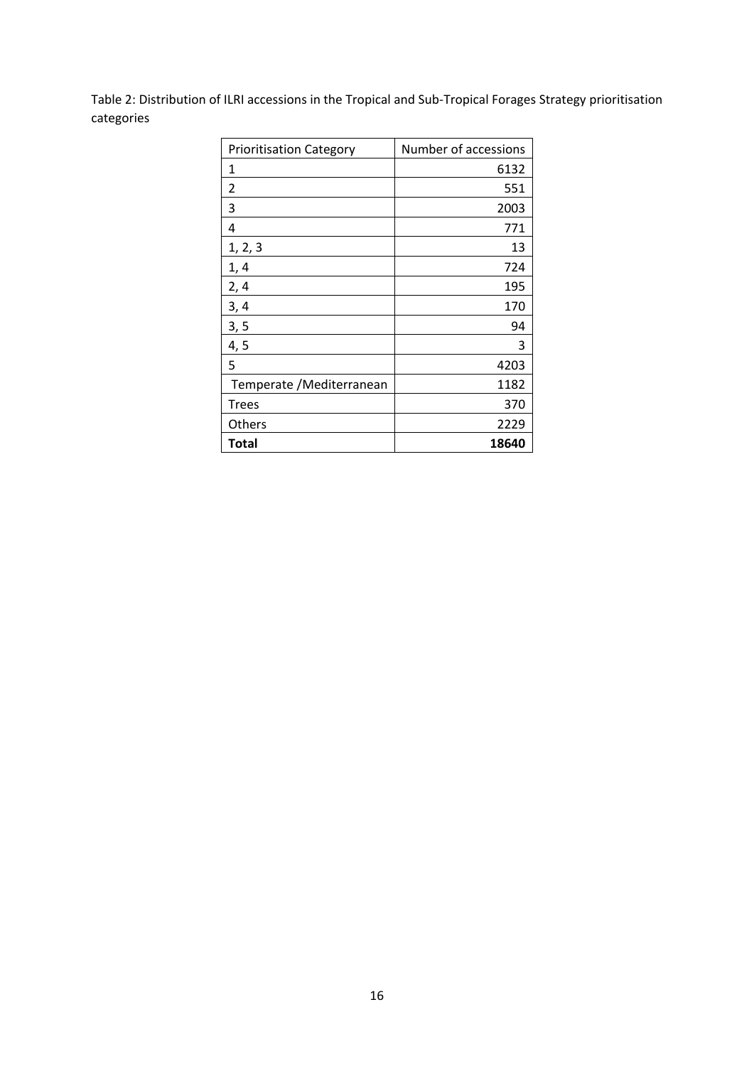Table 2: Distribution of ILRI accessions in the Tropical and Sub-Tropical Forages Strategy prioritisation categories

| Prioritisation Category | Number of accessions |
|---|---:|
| 1 | 6132 |
| 2 | 551 |
| 3 | 2003 |
| 4 | 771 |
| 1, 2, 3 | 13 |
| 1, 4 | 724 |
| 2, 4 | 195 |
| 3, 4 | 170 |
| 3, 5 | 94 |
| 4, 5 | 3 |
| 5 | 4203 |
| Temperate /Mediterranean | 1182 |
| Trees | 370 |
| Others | 2229 |
| **Total** | **18640** |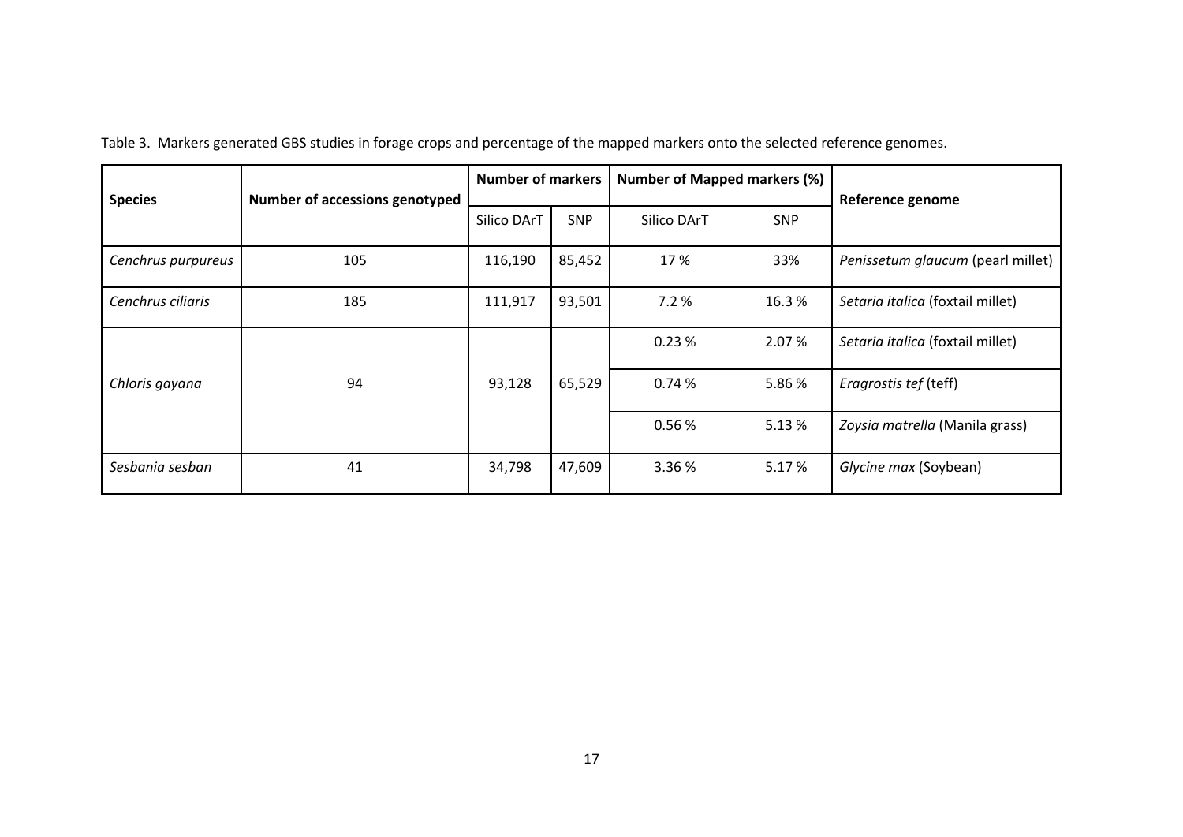Table 3. Markers generated GBS studies in forage crops and percentage of the mapped markers onto the selected reference genomes.

| Species | Number of accessions genotyped | Number of markers | | Number of Mapped markers (%) | | Reference genome |
|---|---|---|---|---|---|---|
| | | Silico DArT | SNP | Silico DArT | SNP | |
| *Cenchrus purpureus* | 105 | 116,190 | 85,452 | 17 % | 33% | *Penissetum glaucum* (pearl millet) |
| *Cenchrus ciliaris* | 185 | 111,917 | 93,501 | 7.2 % | 16.3 % | *Setaria italica* (foxtail millet) |
| *Chloris gayana* | 94 | 93,128 | 65,529 | 0.23 % | 2.07 % | *Setaria italica* (foxtail millet) |
| | | | | 0.74 % | 5.86 % | *Eragrostis tef* (teff) |
| | | | | 0.56 % | 5.13 % | *Zoysia matrella* (Manila grass) |
| *Sesbania sesban* | 41 | 34,798 | 47,609 | 3.36 % | 5.17 % | *Glycine max* (Soybean) |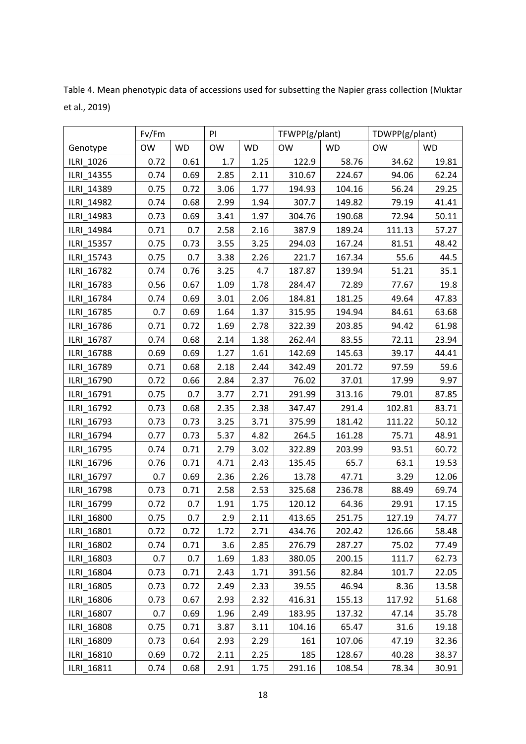Table 4. Mean phenotypic data of accessions used for subsetting the Napier grass collection (Muktar et al., 2019)

| | Fv/Fm | | PI | | TFWPP(g/plant) | | TDWPP(g/plant) | |
|---|---|---|---|---|---|---|---|---|
| Genotype | OW | WD | OW | WD | OW | WD | OW | WD |
| ILRI_1026 | 0.72 | 0.61 | 1.7 | 1.25 | 122.9 | 58.76 | 34.62 | 19.81 |
| ILRI_14355 | 0.74 | 0.69 | 2.85 | 2.11 | 310.67 | 224.67 | 94.06 | 62.24 |
| ILRI_14389 | 0.75 | 0.72 | 3.06 | 1.77 | 194.93 | 104.16 | 56.24 | 29.25 |
| ILRI_14982 | 0.74 | 0.68 | 2.99 | 1.94 | 307.7 | 149.82 | 79.19 | 41.41 |
| ILRI_14983 | 0.73 | 0.69 | 3.41 | 1.97 | 304.76 | 190.68 | 72.94 | 50.11 |
| ILRI_14984 | 0.71 | 0.7 | 2.58 | 2.16 | 387.9 | 189.24 | 111.13 | 57.27 |
| ILRI_15357 | 0.75 | 0.73 | 3.55 | 3.25 | 294.03 | 167.24 | 81.51 | 48.42 |
| ILRI_15743 | 0.75 | 0.7 | 3.38 | 2.26 | 221.7 | 167.34 | 55.6 | 44.5 |
| ILRI_16782 | 0.74 | 0.76 | 3.25 | 4.7 | 187.87 | 139.94 | 51.21 | 35.1 |
| ILRI_16783 | 0.56 | 0.67 | 1.09 | 1.78 | 284.47 | 72.89 | 77.67 | 19.8 |
| ILRI_16784 | 0.74 | 0.69 | 3.01 | 2.06 | 184.81 | 181.25 | 49.64 | 47.83 |
| ILRI_16785 | 0.7 | 0.69 | 1.64 | 1.37 | 315.95 | 194.94 | 84.61 | 63.68 |
| ILRI_16786 | 0.71 | 0.72 | 1.69 | 2.78 | 322.39 | 203.85 | 94.42 | 61.98 |
| ILRI_16787 | 0.74 | 0.68 | 2.14 | 1.38 | 262.44 | 83.55 | 72.11 | 23.94 |
| ILRI_16788 | 0.69 | 0.69 | 1.27 | 1.61 | 142.69 | 145.63 | 39.17 | 44.41 |
| ILRI_16789 | 0.71 | 0.68 | 2.18 | 2.44 | 342.49 | 201.72 | 97.59 | 59.6 |
| ILRI_16790 | 0.72 | 0.66 | 2.84 | 2.37 | 76.02 | 37.01 | 17.99 | 9.97 |
| ILRI_16791 | 0.75 | 0.7 | 3.77 | 2.71 | 291.99 | 313.16 | 79.01 | 87.85 |
| ILRI_16792 | 0.73 | 0.68 | 2.35 | 2.38 | 347.47 | 291.4 | 102.81 | 83.71 |
| ILRI_16793 | 0.73 | 0.73 | 3.25 | 3.71 | 375.99 | 181.42 | 111.22 | 50.12 |
| ILRI_16794 | 0.77 | 0.73 | 5.37 | 4.82 | 264.5 | 161.28 | 75.71 | 48.91 |
| ILRI_16795 | 0.74 | 0.71 | 2.79 | 3.02 | 322.89 | 203.99 | 93.51 | 60.72 |
| ILRI_16796 | 0.76 | 0.71 | 4.71 | 2.43 | 135.45 | 65.7 | 63.1 | 19.53 |
| ILRI_16797 | 0.7 | 0.69 | 2.36 | 2.26 | 13.78 | 47.71 | 3.29 | 12.06 |
| ILRI_16798 | 0.73 | 0.71 | 2.58 | 2.53 | 325.68 | 236.78 | 88.49 | 69.74 |
| ILRI_16799 | 0.72 | 0.7 | 1.91 | 1.75 | 120.12 | 64.36 | 29.91 | 17.15 |
| ILRI_16800 | 0.75 | 0.7 | 2.9 | 2.11 | 413.65 | 251.75 | 127.19 | 74.77 |
| ILRI_16801 | 0.72 | 0.72 | 1.72 | 2.71 | 434.76 | 202.42 | 126.66 | 58.48 |
| ILRI_16802 | 0.74 | 0.71 | 3.6 | 2.85 | 276.79 | 287.27 | 75.02 | 77.49 |
| ILRI_16803 | 0.7 | 0.7 | 1.69 | 1.83 | 380.05 | 200.15 | 111.7 | 62.73 |
| ILRI_16804 | 0.73 | 0.71 | 2.43 | 1.71 | 391.56 | 82.84 | 101.7 | 22.05 |
| ILRI_16805 | 0.73 | 0.72 | 2.49 | 2.33 | 39.55 | 46.94 | 8.36 | 13.58 |
| ILRI_16806 | 0.73 | 0.67 | 2.93 | 2.32 | 416.31 | 155.13 | 117.92 | 51.68 |
| ILRI_16807 | 0.7 | 0.69 | 1.96 | 2.49 | 183.95 | 137.32 | 47.14 | 35.78 |
| ILRI_16808 | 0.75 | 0.71 | 3.87 | 3.11 | 104.16 | 65.47 | 31.6 | 19.18 |
| ILRI_16809 | 0.73 | 0.64 | 2.93 | 2.29 | 161 | 107.06 | 47.19 | 32.36 |
| ILRI_16810 | 0.69 | 0.72 | 2.11 | 2.25 | 185 | 128.67 | 40.28 | 38.37 |
| ILRI_16811 | 0.74 | 0.68 | 2.91 | 1.75 | 291.16 | 108.54 | 78.34 | 30.91 |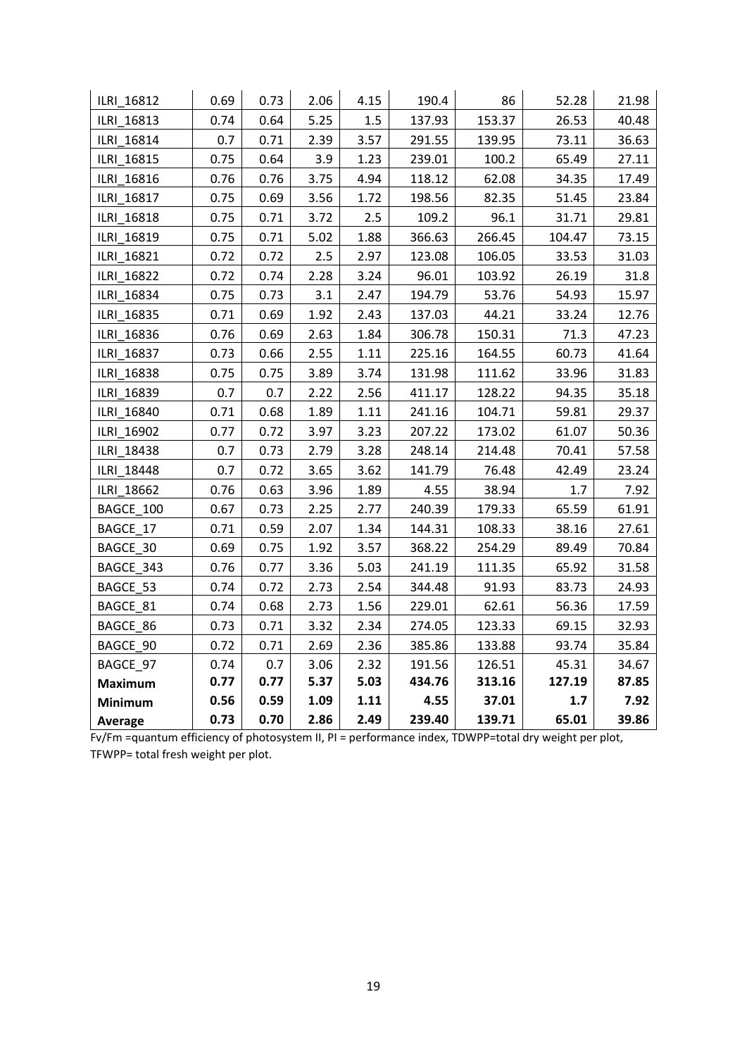| | | | | | | | | |
|---|---|---|---|---|---|---|---|---|
| ILRI_16812 | 0.69 | 0.73 | 2.06 | 4.15 | 190.4 | 86 | 52.28 | 21.98 |
| ILRI_16813 | 0.74 | 0.64 | 5.25 | 1.5 | 137.93 | 153.37 | 26.53 | 40.48 |
| ILRI_16814 | 0.7 | 0.71 | 2.39 | 3.57 | 291.55 | 139.95 | 73.11 | 36.63 |
| ILRI_16815 | 0.75 | 0.64 | 3.9 | 1.23 | 239.01 | 100.2 | 65.49 | 27.11 |
| ILRI_16816 | 0.76 | 0.76 | 3.75 | 4.94 | 118.12 | 62.08 | 34.35 | 17.49 |
| ILRI_16817 | 0.75 | 0.69 | 3.56 | 1.72 | 198.56 | 82.35 | 51.45 | 23.84 |
| ILRI_16818 | 0.75 | 0.71 | 3.72 | 2.5 | 109.2 | 96.1 | 31.71 | 29.81 |
| ILRI_16819 | 0.75 | 0.71 | 5.02 | 1.88 | 366.63 | 266.45 | 104.47 | 73.15 |
| ILRI_16821 | 0.72 | 0.72 | 2.5 | 2.97 | 123.08 | 106.05 | 33.53 | 31.03 |
| ILRI_16822 | 0.72 | 0.74 | 2.28 | 3.24 | 96.01 | 103.92 | 26.19 | 31.8 |
| ILRI_16834 | 0.75 | 0.73 | 3.1 | 2.47 | 194.79 | 53.76 | 54.93 | 15.97 |
| ILRI_16835 | 0.71 | 0.69 | 1.92 | 2.43 | 137.03 | 44.21 | 33.24 | 12.76 |
| ILRI_16836 | 0.76 | 0.69 | 2.63 | 1.84 | 306.78 | 150.31 | 71.3 | 47.23 |
| ILRI_16837 | 0.73 | 0.66 | 2.55 | 1.11 | 225.16 | 164.55 | 60.73 | 41.64 |
| ILRI_16838 | 0.75 | 0.75 | 3.89 | 3.74 | 131.98 | 111.62 | 33.96 | 31.83 |
| ILRI_16839 | 0.7 | 0.7 | 2.22 | 2.56 | 411.17 | 128.22 | 94.35 | 35.18 |
| ILRI_16840 | 0.71 | 0.68 | 1.89 | 1.11 | 241.16 | 104.71 | 59.81 | 29.37 |
| ILRI_16902 | 0.77 | 0.72 | 3.97 | 3.23 | 207.22 | 173.02 | 61.07 | 50.36 |
| ILRI_18438 | 0.7 | 0.73 | 2.79 | 3.28 | 248.14 | 214.48 | 70.41 | 57.58 |
| ILRI_18448 | 0.7 | 0.72 | 3.65 | 3.62 | 141.79 | 76.48 | 42.49 | 23.24 |
| ILRI_18662 | 0.76 | 0.63 | 3.96 | 1.89 | 4.55 | 38.94 | 1.7 | 7.92 |
| BAGCE_100 | 0.67 | 0.73 | 2.25 | 2.77 | 240.39 | 179.33 | 65.59 | 61.91 |
| BAGCE_17 | 0.71 | 0.59 | 2.07 | 1.34 | 144.31 | 108.33 | 38.16 | 27.61 |
| BAGCE_30 | 0.69 | 0.75 | 1.92 | 3.57 | 368.22 | 254.29 | 89.49 | 70.84 |
| BAGCE_343 | 0.76 | 0.77 | 3.36 | 5.03 | 241.19 | 111.35 | 65.92 | 31.58 |
| BAGCE_53 | 0.74 | 0.72 | 2.73 | 2.54 | 344.48 | 91.93 | 83.73 | 24.93 |
| BAGCE_81 | 0.74 | 0.68 | 2.73 | 1.56 | 229.01 | 62.61 | 56.36 | 17.59 |
| BAGCE_86 | 0.73 | 0.71 | 3.32 | 2.34 | 274.05 | 123.33 | 69.15 | 32.93 |
| BAGCE_90 | 0.72 | 0.71 | 2.69 | 2.36 | 385.86 | 133.88 | 93.74 | 35.84 |
| BAGCE_97 | 0.74 | 0.7 | 3.06 | 2.32 | 191.56 | 126.51 | 45.31 | 34.67 |
| **Maximum** | **0.77** | **0.77** | **5.37** | **5.03** | **434.76** | **313.16** | **127.19** | **87.85** |
| **Minimum** | **0.56** | **0.59** | **1.09** | **1.11** | **4.55** | **37.01** | **1.7** | **7.92** |
| **Average** | **0.73** | **0.70** | **2.86** | **2.49** | **239.40** | **139.71** | **65.01** | **39.86** |

Fv/Fm =quantum efficiency of photosystem II, PI = performance index, TDWPP=total dry weight per plot, TFWPP= total fresh weight per plot.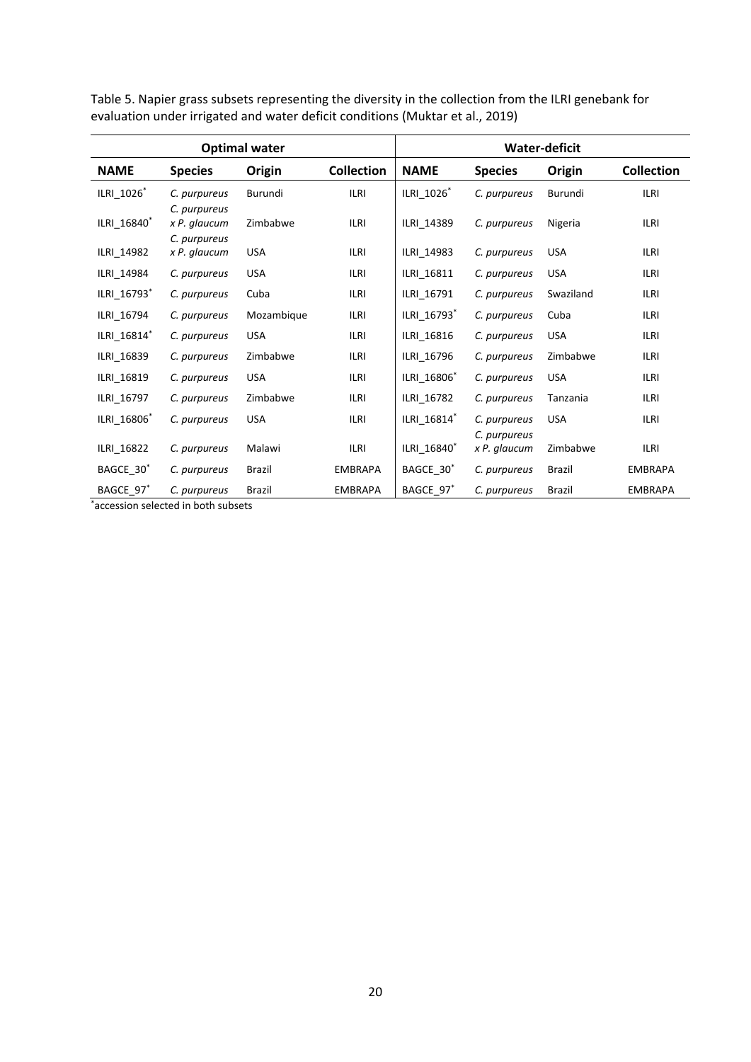Table 5. Napier grass subsets representing the diversity in the collection from the ILRI genebank for evaluation under irrigated and water deficit conditions (Muktar et al., 2019)

| Optimal water | | | | Water-deficit | | | |
|---|---|---|---|---|---|---|---|
| **NAME** | **Species** | **Origin** | **Collection** | **NAME** | **Species** | **Origin** | **Collection** |
| ILRI_1026* | *C. purpureus* | Burundi | ILRI | ILRI_1026* | *C. purpureus* | Burundi | ILRI |
| ILRI_16840* | *C. purpureus x P. glaucum* | Zimbabwe | ILRI | ILRI_14389 | *C. purpureus* | Nigeria | ILRI |
| ILRI_14982 | *C. purpureus x P. glaucum* | USA | ILRI | ILRI_14983 | *C. purpureus* | USA | ILRI |
| ILRI_14984 | *C. purpureus* | USA | ILRI | ILRI_16811 | *C. purpureus* | USA | ILRI |
| ILRI_16793* | *C. purpureus* | Cuba | ILRI | ILRI_16791 | *C. purpureus* | Swaziland | ILRI |
| ILRI_16794 | *C. purpureus* | Mozambique | ILRI | ILRI_16793* | *C. purpureus* | Cuba | ILRI |
| ILRI_16814* | *C. purpureus* | USA | ILRI | ILRI_16816 | *C. purpureus* | USA | ILRI |
| ILRI_16839 | *C. purpureus* | Zimbabwe | ILRI | ILRI_16796 | *C. purpureus* | Zimbabwe | ILRI |
| ILRI_16819 | *C. purpureus* | USA | ILRI | ILRI_16806* | *C. purpureus* | USA | ILRI |
| ILRI_16797 | *C. purpureus* | Zimbabwe | ILRI | ILRI_16782 | *C. purpureus* | Tanzania | ILRI |
| ILRI_16806* | *C. purpureus* | USA | ILRI | ILRI_16814* | *C. purpureus* | USA | ILRI |
| ILRI_16822 | *C. purpureus* | Malawi | ILRI | ILRI_16840* | *C. purpureus x P. glaucum* | Zimbabwe | ILRI |
| BAGCE_30* | *C. purpureus* | Brazil | EMBRAPA | BAGCE_30* | *C. purpureus* | Brazil | EMBRAPA |
| BAGCE_97* | *C. purpureus* | Brazil | EMBRAPA | BAGCE_97* | *C. purpureus* | Brazil | EMBRAPA |

*accession selected in both subsets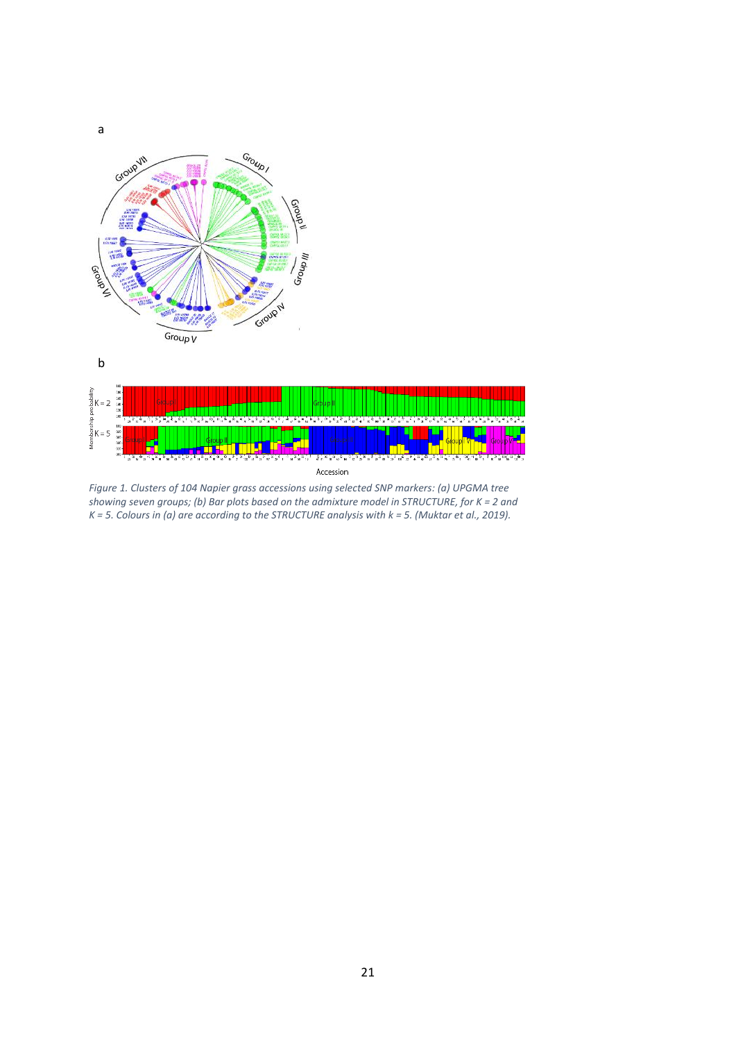*Figure 1. Clusters of 104 Napier grass accessions using selected SNP markers: (a) UPGMA tree showing seven groups; (b) Bar plots based on the admixture model in STRUCTURE, for K = 2 and K = 5. Colours in (a) are according to the STRUCTURE analysis with k = 5. (Muktar et al., 2019).*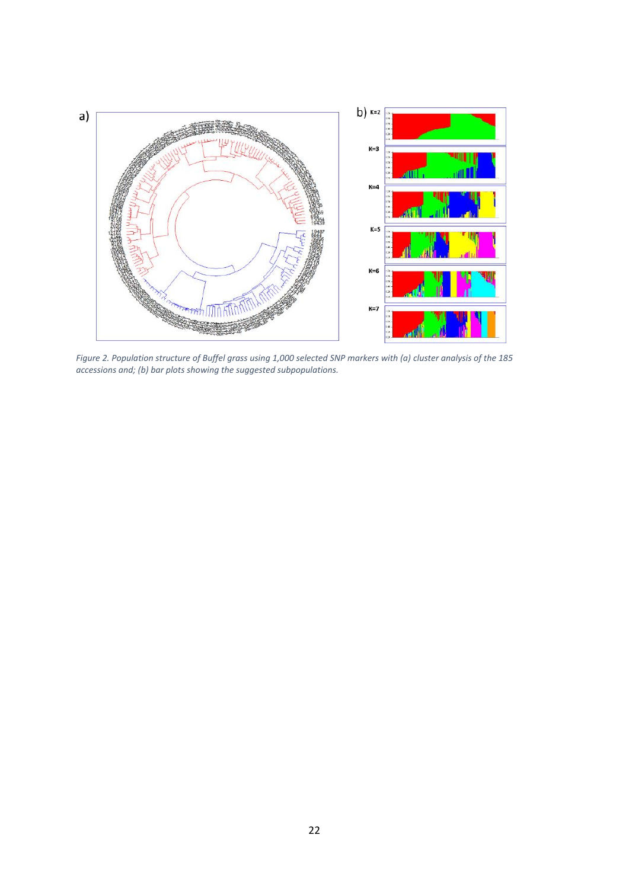*Figure 2. Population structure of Buffel grass using 1,000 selected SNP markers with (a) cluster analysis of the 185 accessions and; (b) bar plots showing the suggested subpopulations.*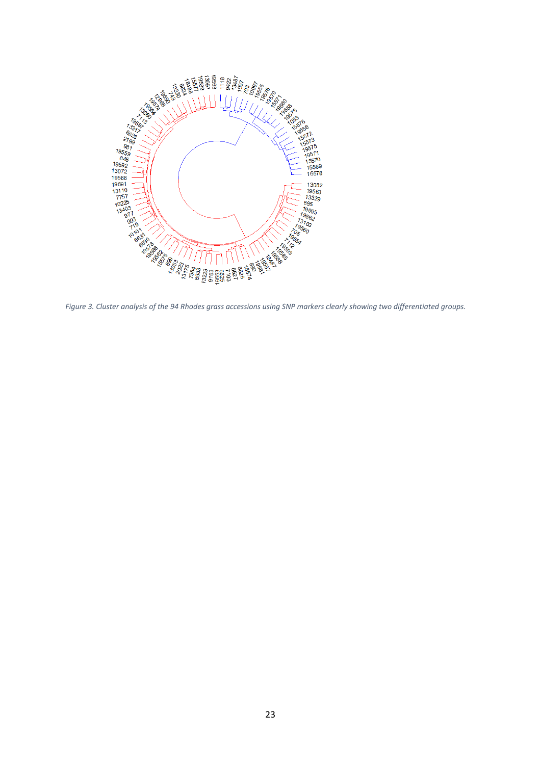*Figure 3. Cluster analysis of the 94 Rhodes grass accessions using SNP markers clearly showing two differentiated groups.*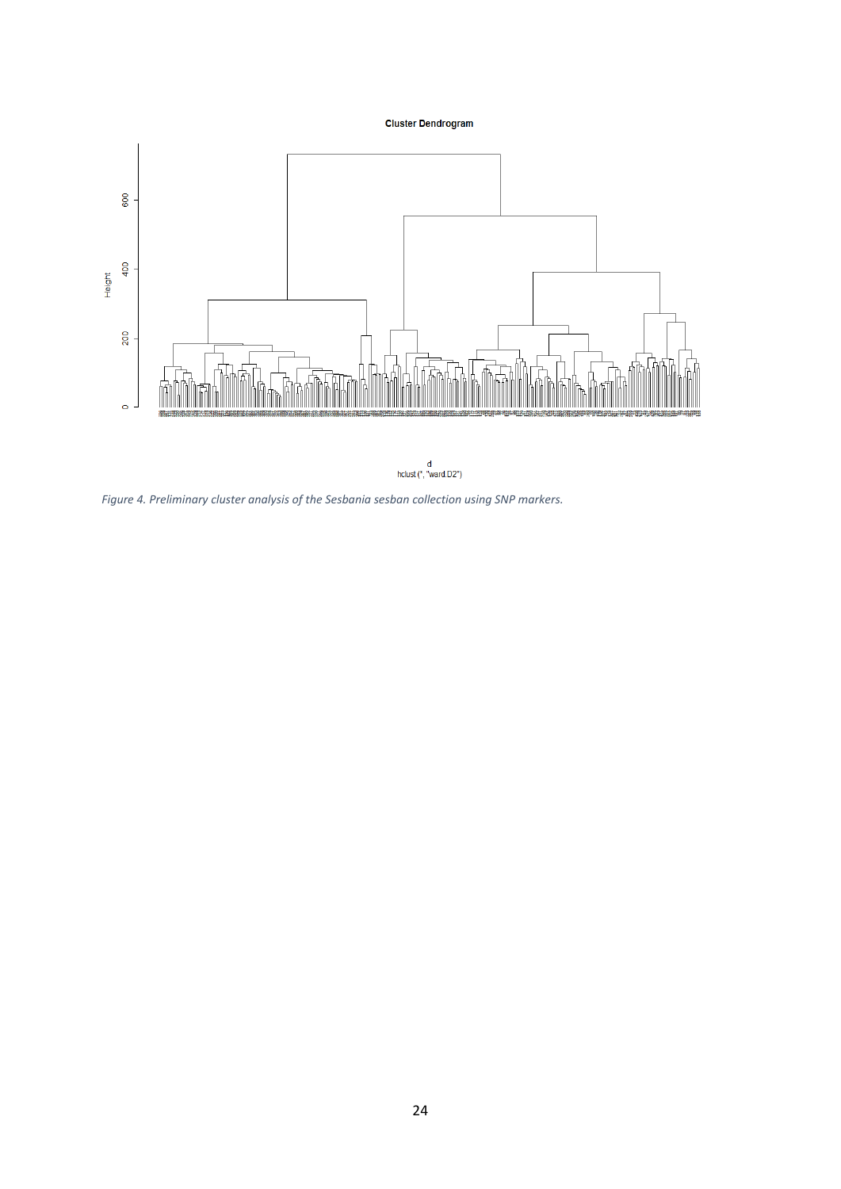Figure 4. Preliminary cluster analysis of the Sesbania sesban collection using SNP markers.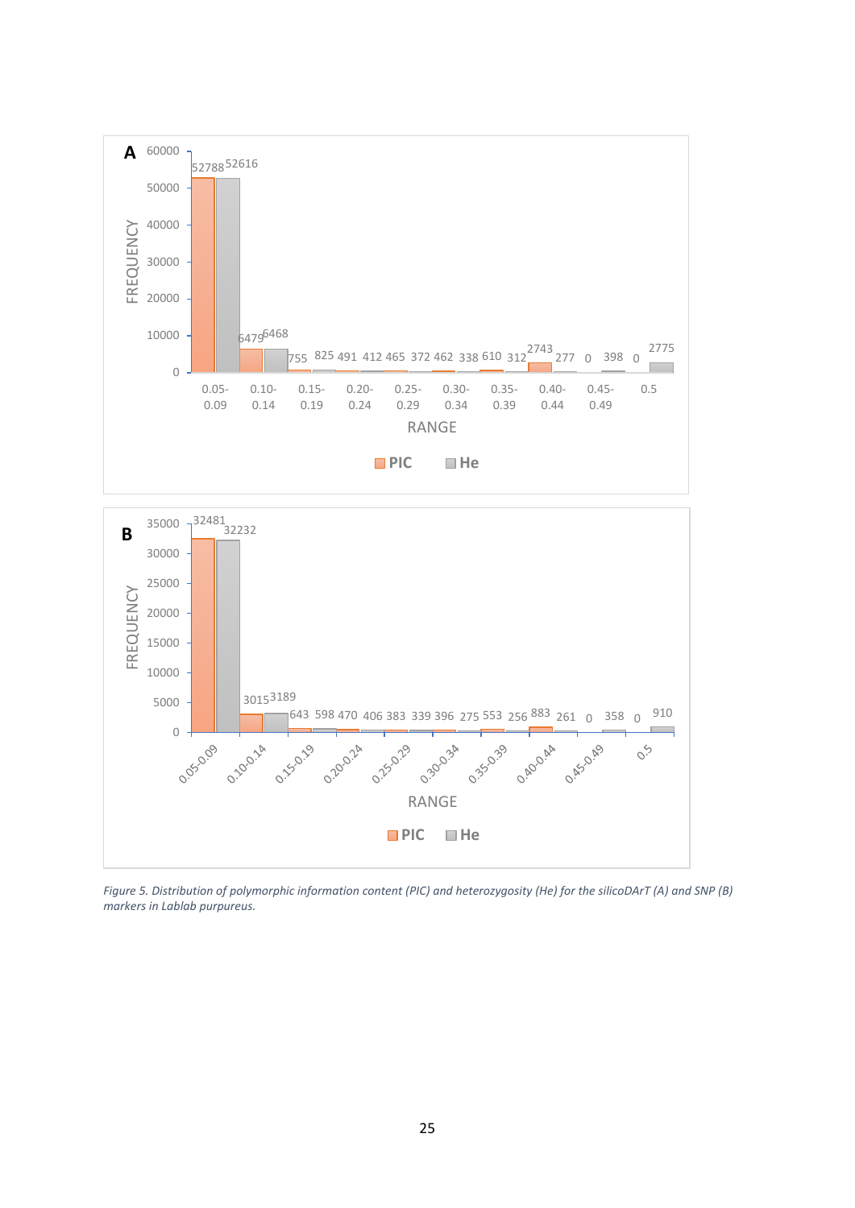*Figure 5. Distribution of polymorphic information content (PIC) and heterozygosity (He) for the silicoDArT (A) and SNP (B) markers in Lablab purpureus.*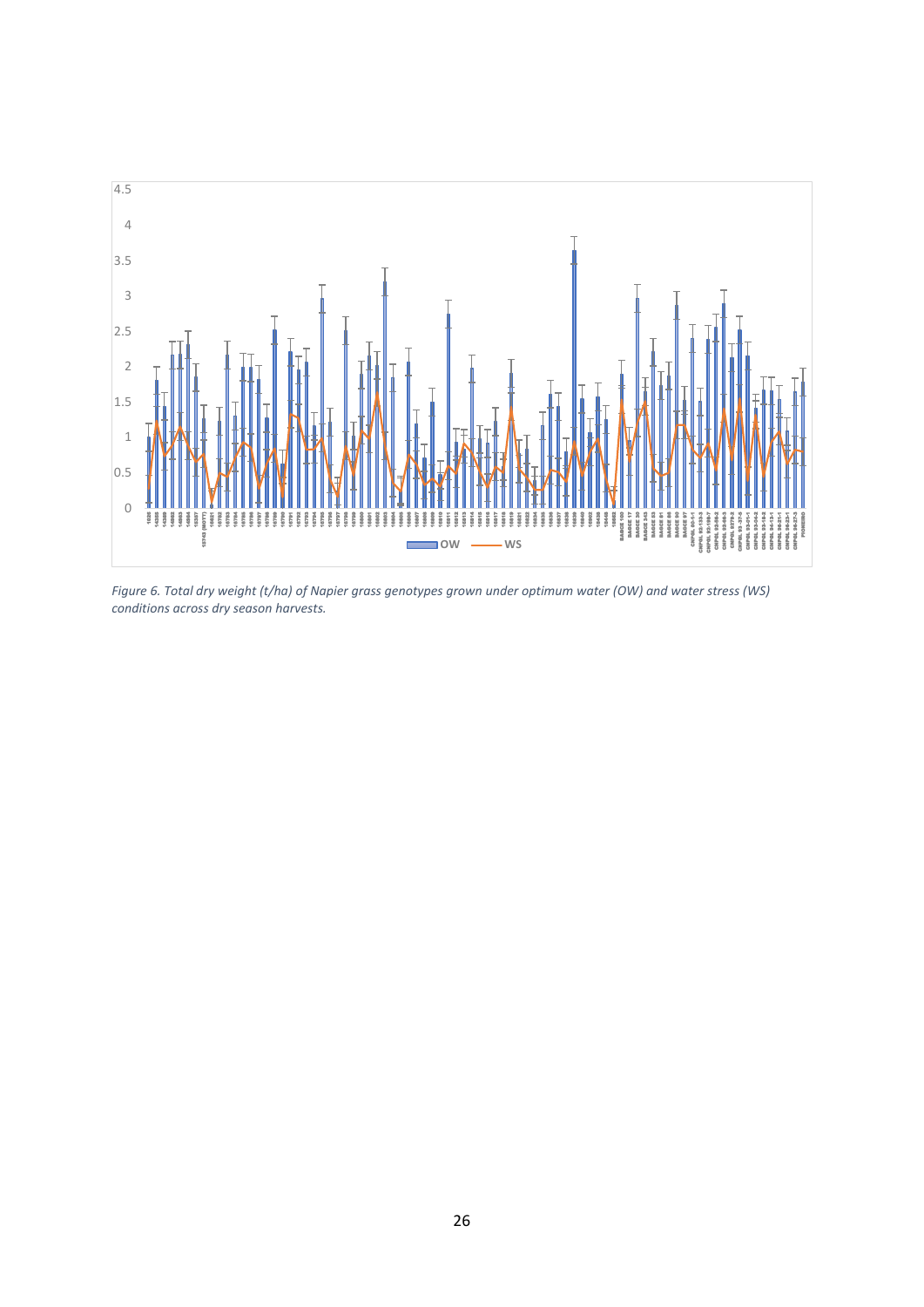*Figure 6. Total dry weight (t/ha) of Napier grass genotypes grown under optimum water (OW) and water stress (WS) conditions across dry season harvests.*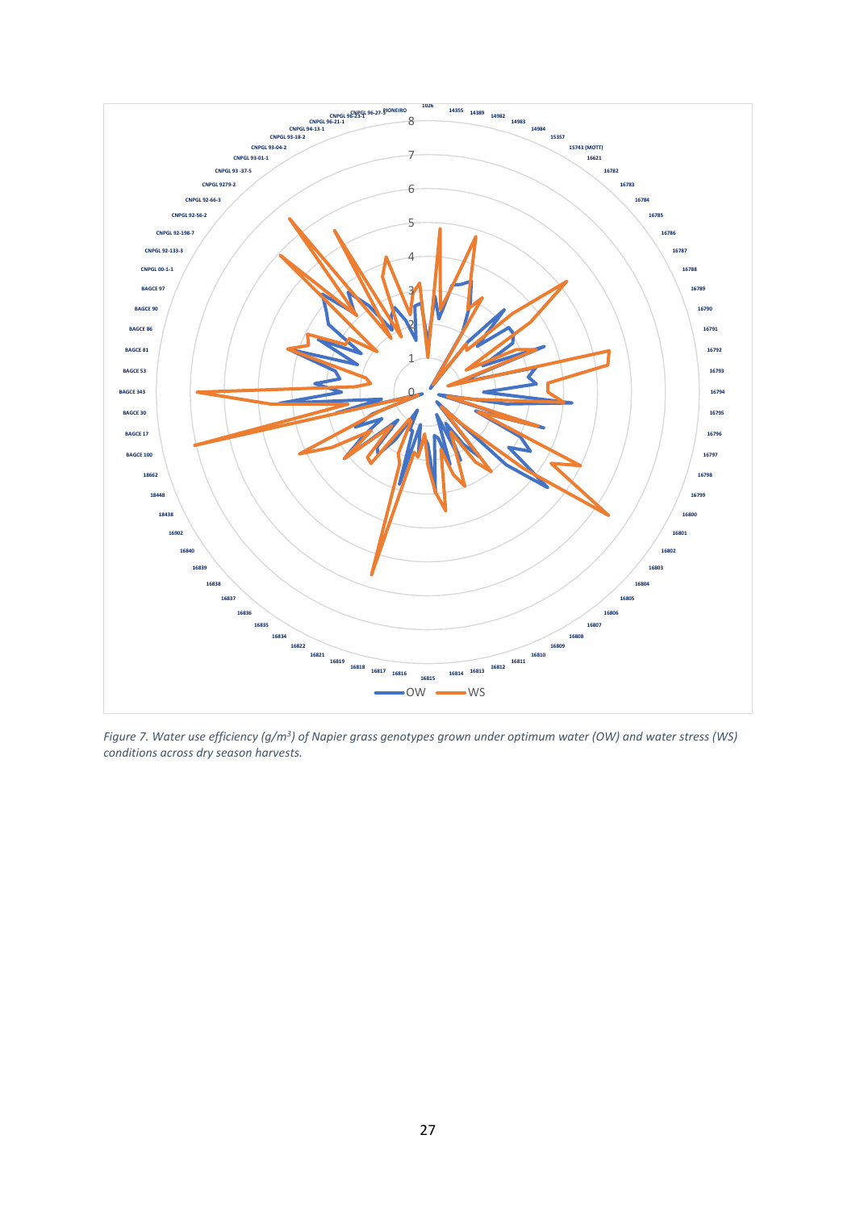*Figure 7. Water use efficiency (g/m$^3$) of Napier grass genotypes grown under optimum water (OW) and water stress (WS) conditions across dry season harvests.*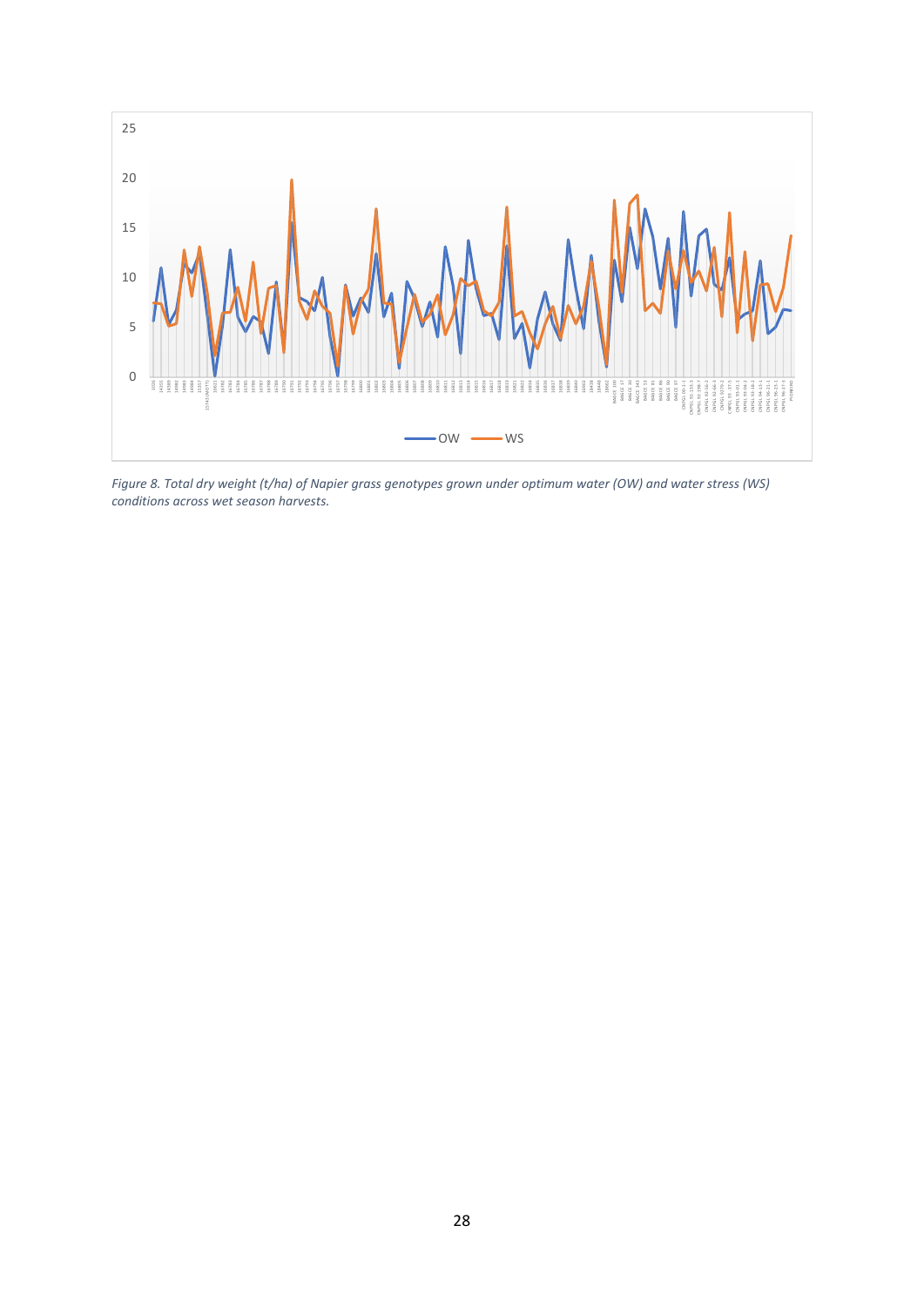*Figure 8. Total dry weight (t/ha) of Napier grass genotypes grown under optimum water (OW) and water stress (WS) conditions across wet season harvests.*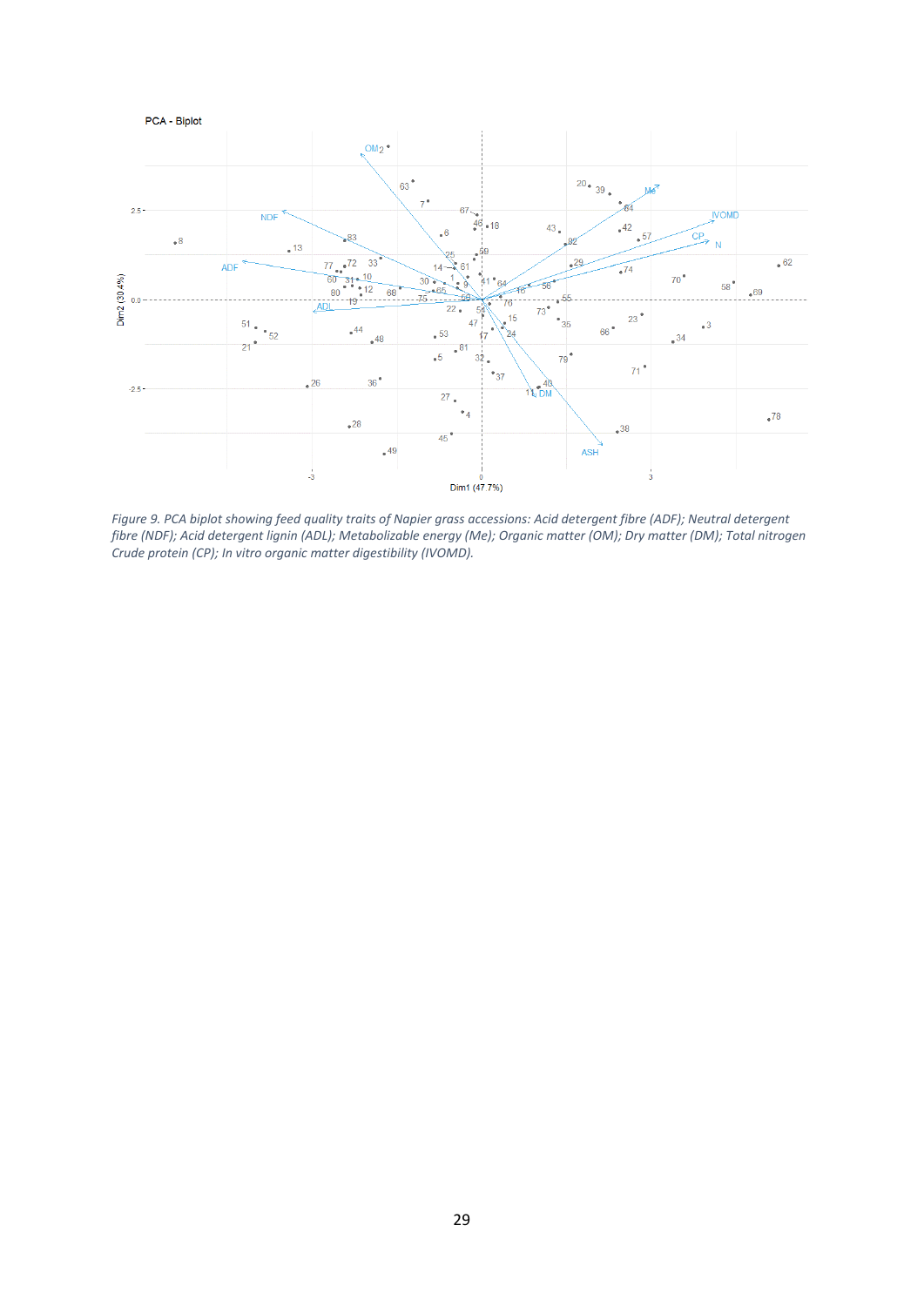PCA - Biplot

Dim1 (47.7%)

Dim2 (30.4%)

OM2, NDF, ADF, ADL, Me, IVOMD, CP, N, DM, ASH

*Figure 9. PCA biplot showing feed quality traits of Napier grass accessions: Acid detergent fibre (ADF); Neutral detergent fibre (NDF); Acid detergent lignin (ADL); Metabolizable energy (Me); Organic matter (OM); Dry matter (DM); Total nitrogen Crude protein (CP); In vitro organic matter digestibility (IVOMD).*